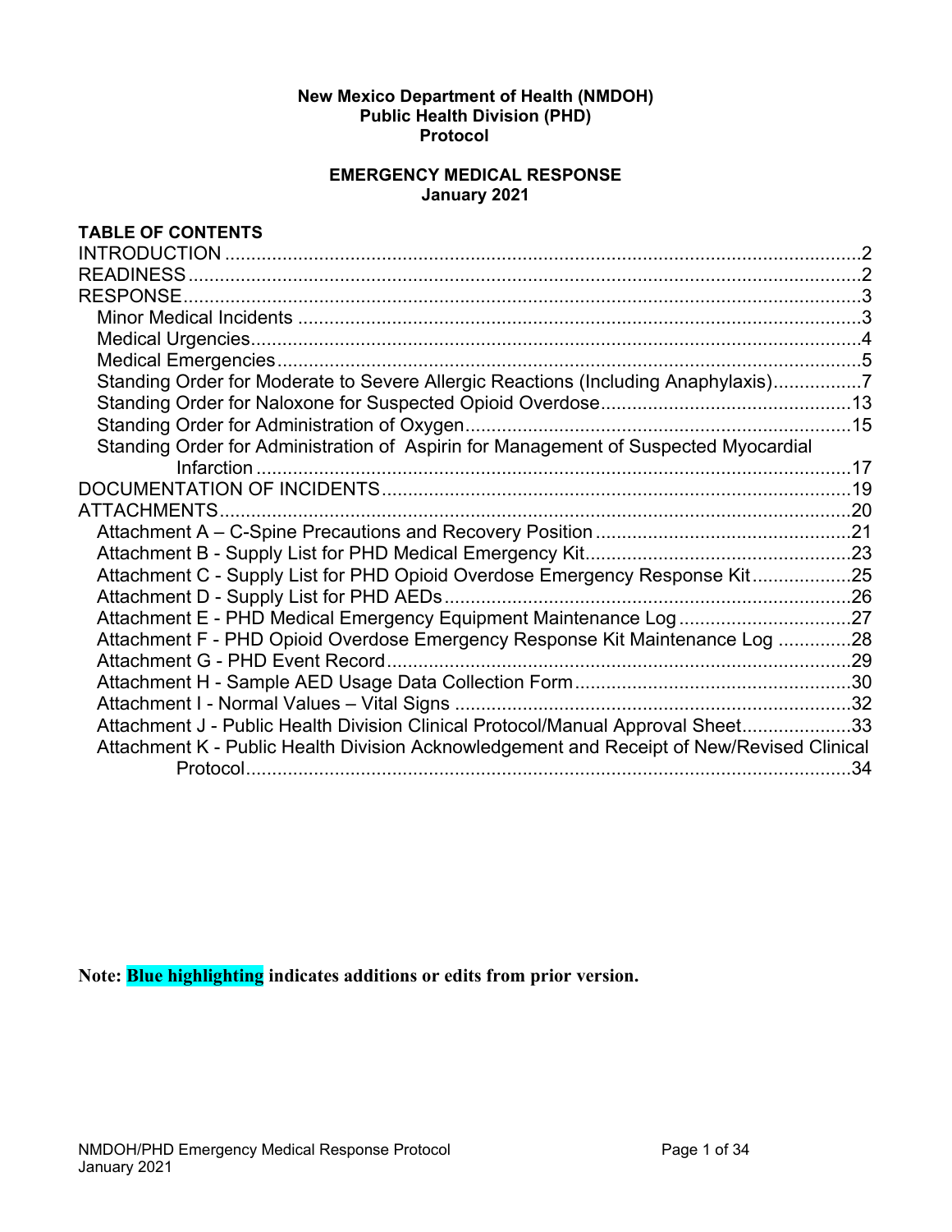**New Mexico Department of Health (NMDOH)**
**Public Health Division (PHD)**
**Protocol**

# EMERGENCY MEDICAL RESPONSE
**January 2021**

## TABLE OF CONTENTS

INTRODUCTION .......... 2
READINESS .......... 2
RESPONSE .......... 3
- Minor Medical Incidents .......... 3
- Medical Urgencies .......... 4
- Medical Emergencies .......... 5
- Standing Order for Moderate to Severe Allergic Reactions (Including Anaphylaxis) .......... 7
- Standing Order for Naloxone for Suspected Opioid Overdose .......... 13
- Standing Order for Administration of Oxygen .......... 15
- Standing Order for Administration of Aspirin for Management of Suspected Myocardial Infarction .......... 17

DOCUMENTATION OF INCIDENTS .......... 19
ATTACHMENTS .......... 20
- Attachment A – C-Spine Precautions and Recovery Position .......... 21
- Attachment B - Supply List for PHD Medical Emergency Kit .......... 23
- Attachment C - Supply List for PHD Opioid Overdose Emergency Response Kit .......... 25
- Attachment D - Supply List for PHD AEDs .......... 26
- Attachment E - PHD Medical Emergency Equipment Maintenance Log .......... 27
- Attachment F - PHD Opioid Overdose Emergency Response Kit Maintenance Log .......... 28
- Attachment G - PHD Event Record .......... 29
- Attachment H - Sample AED Usage Data Collection Form .......... 30
- Attachment I - Normal Values – Vital Signs .......... 32
- Attachment J - Public Health Division Clinical Protocol/Manual Approval Sheet .......... 33
- Attachment K - Public Health Division Acknowledgement and Receipt of New/Revised Clinical Protocol .......... 34

**Note: Blue highlighting indicates additions or edits from prior version.**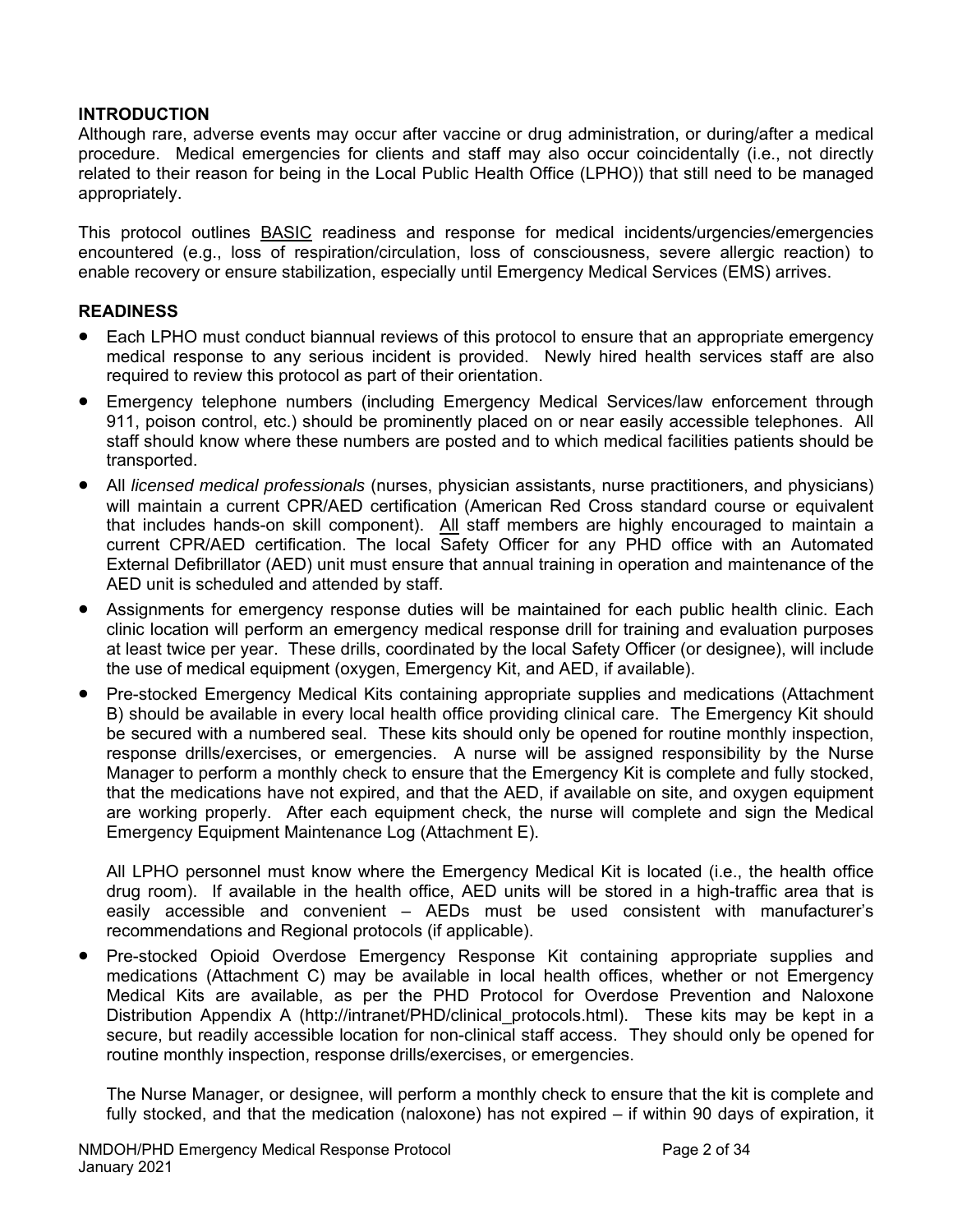## INTRODUCTION

Although rare, adverse events may occur after vaccine or drug administration, or during/after a medical procedure. Medical emergencies for clients and staff may also occur coincidentally (i.e., not directly related to their reason for being in the Local Public Health Office (LPHO)) that still need to be managed appropriately.

This protocol outlines BASIC readiness and response for medical incidents/urgencies/emergencies encountered (e.g., loss of respiration/circulation, loss of consciousness, severe allergic reaction) to enable recovery or ensure stabilization, especially until Emergency Medical Services (EMS) arrives.

## READINESS

- Each LPHO must conduct biannual reviews of this protocol to ensure that an appropriate emergency medical response to any serious incident is provided. Newly hired health services staff are also required to review this protocol as part of their orientation.
- Emergency telephone numbers (including Emergency Medical Services/law enforcement through 911, poison control, etc.) should be prominently placed on or near easily accessible telephones. All staff should know where these numbers are posted and to which medical facilities patients should be transported.
- All *licensed medical professionals* (nurses, physician assistants, nurse practitioners, and physicians) will maintain a current CPR/AED certification (American Red Cross standard course or equivalent that includes hands-on skill component). All staff members are highly encouraged to maintain a current CPR/AED certification. The local Safety Officer for any PHD office with an Automated External Defibrillator (AED) unit must ensure that annual training in operation and maintenance of the AED unit is scheduled and attended by staff.
- Assignments for emergency response duties will be maintained for each public health clinic. Each clinic location will perform an emergency medical response drill for training and evaluation purposes at least twice per year. These drills, coordinated by the local Safety Officer (or designee), will include the use of medical equipment (oxygen, Emergency Kit, and AED, if available).
- Pre-stocked Emergency Medical Kits containing appropriate supplies and medications (Attachment B) should be available in every local health office providing clinical care. The Emergency Kit should be secured with a numbered seal. These kits should only be opened for routine monthly inspection, response drills/exercises, or emergencies. A nurse will be assigned responsibility by the Nurse Manager to perform a monthly check to ensure that the Emergency Kit is complete and fully stocked, that the medications have not expired, and that the AED, if available on site, and oxygen equipment are working properly. After each equipment check, the nurse will complete and sign the Medical Emergency Equipment Maintenance Log (Attachment E).

  All LPHO personnel must know where the Emergency Medical Kit is located (i.e., the health office drug room). If available in the health office, AED units will be stored in a high-traffic area that is easily accessible and convenient – AEDs must be used consistent with manufacturer's recommendations and Regional protocols (if applicable).
- Pre-stocked Opioid Overdose Emergency Response Kit containing appropriate supplies and medications (Attachment C) may be available in local health offices, whether or not Emergency Medical Kits are available, as per the PHD Protocol for Overdose Prevention and Naloxone Distribution Appendix A (http://intranet/PHD/clinical_protocols.html). These kits may be kept in a secure, but readily accessible location for non-clinical staff access. They should only be opened for routine monthly inspection, response drills/exercises, or emergencies.

  The Nurse Manager, or designee, will perform a monthly check to ensure that the kit is complete and fully stocked, and that the medication (naloxone) has not expired – if within 90 days of expiration, it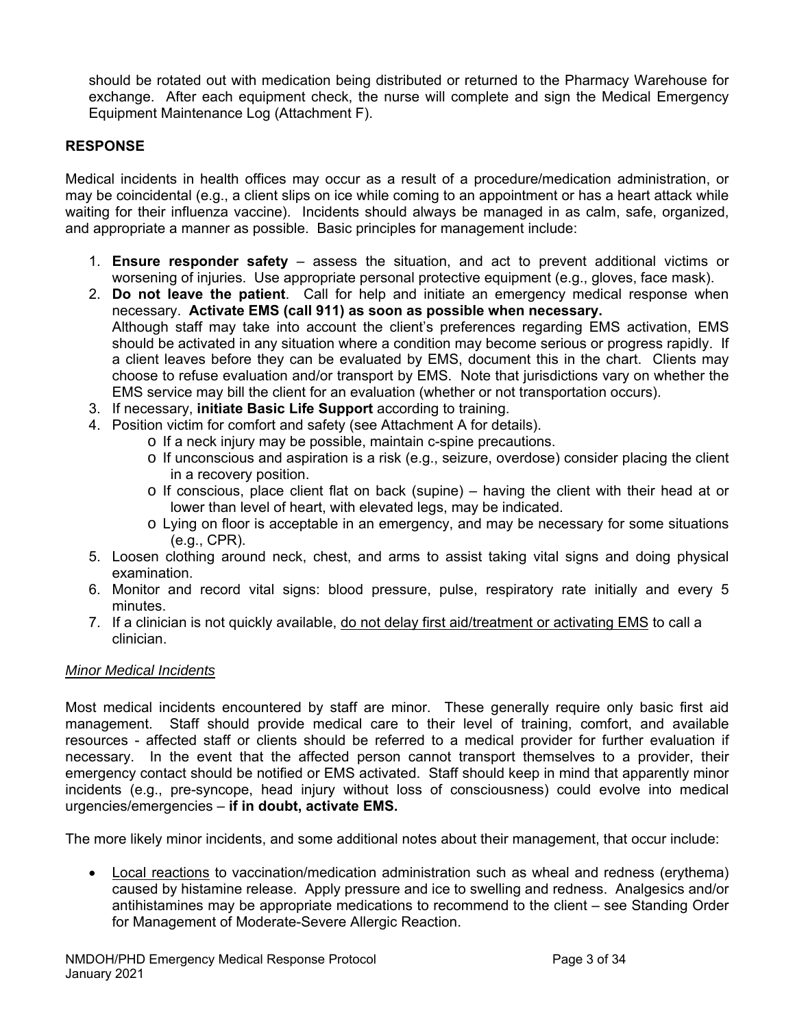should be rotated out with medication being distributed or returned to the Pharmacy Warehouse for exchange. After each equipment check, the nurse will complete and sign the Medical Emergency Equipment Maintenance Log (Attachment F).

## RESPONSE

Medical incidents in health offices may occur as a result of a procedure/medication administration, or may be coincidental (e.g., a client slips on ice while coming to an appointment or has a heart attack while waiting for their influenza vaccine). Incidents should always be managed in as calm, safe, organized, and appropriate a manner as possible. Basic principles for management include:

1. **Ensure responder safety** – assess the situation, and act to prevent additional victims or worsening of injuries. Use appropriate personal protective equipment (e.g., gloves, face mask).
2. **Do not leave the patient**. Call for help and initiate an emergency medical response when necessary. **Activate EMS (call 911) as soon as possible when necessary.**
   Although staff may take into account the client's preferences regarding EMS activation, EMS should be activated in any situation where a condition may become serious or progress rapidly. If a client leaves before they can be evaluated by EMS, document this in the chart. Clients may choose to refuse evaluation and/or transport by EMS. Note that jurisdictions vary on whether the EMS service may bill the client for an evaluation (whether or not transportation occurs).
3. If necessary, **initiate Basic Life Support** according to training.
4. Position victim for comfort and safety (see Attachment A for details).
   - If a neck injury may be possible, maintain c-spine precautions.
   - If unconscious and aspiration is a risk (e.g., seizure, overdose) consider placing the client in a recovery position.
   - If conscious, place client flat on back (supine) – having the client with their head at or lower than level of heart, with elevated legs, may be indicated.
   - Lying on floor is acceptable in an emergency, and may be necessary for some situations (e.g., CPR).
5. Loosen clothing around neck, chest, and arms to assist taking vital signs and doing physical examination.
6. Monitor and record vital signs: blood pressure, pulse, respiratory rate initially and every 5 minutes.
7. If a clinician is not quickly available, <u>do not delay first aid/treatment or activating EMS</u> to call a clinician.

### *Minor Medical Incidents*

Most medical incidents encountered by staff are minor. These generally require only basic first aid management. Staff should provide medical care to their level of training, comfort, and available resources - affected staff or clients should be referred to a medical provider for further evaluation if necessary. In the event that the affected person cannot transport themselves to a provider, their emergency contact should be notified or EMS activated. Staff should keep in mind that apparently minor incidents (e.g., pre-syncope, head injury without loss of consciousness) could evolve into medical urgencies/emergencies – **if in doubt, activate EMS.**

The more likely minor incidents, and some additional notes about their management, that occur include:

- <u>Local reactions</u> to vaccination/medication administration such as wheal and redness (erythema) caused by histamine release. Apply pressure and ice to swelling and redness. Analgesics and/or antihistamines may be appropriate medications to recommend to the client – see Standing Order for Management of Moderate-Severe Allergic Reaction.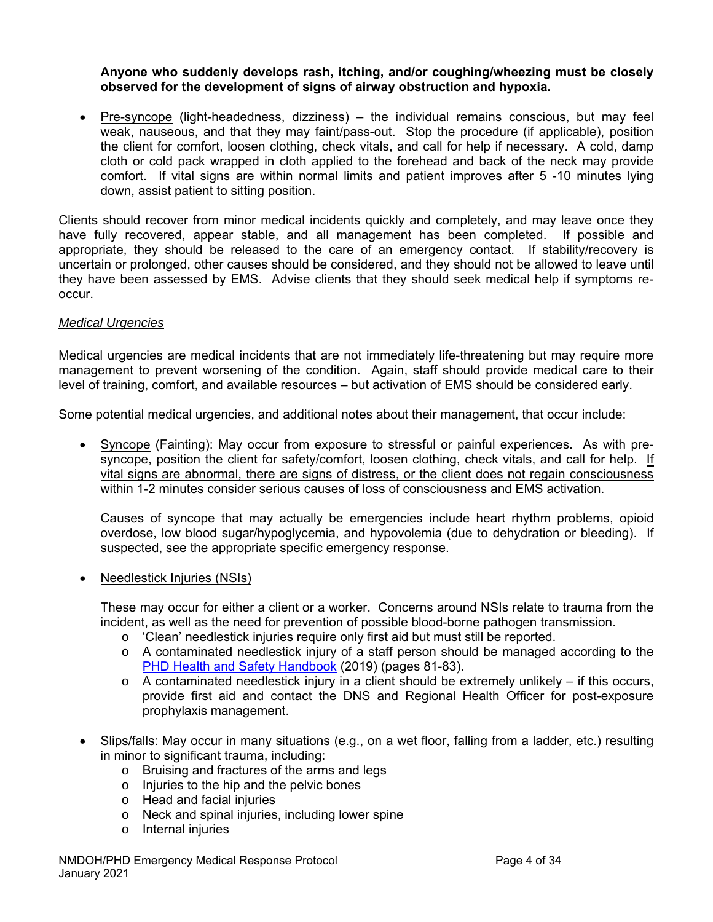**Anyone who suddenly develops rash, itching, and/or coughing/wheezing must be closely observed for the development of signs of airway obstruction and hypoxia.**

- <u>Pre-syncope</u> (light-headedness, dizziness) – the individual remains conscious, but may feel weak, nauseous, and that they may faint/pass-out. Stop the procedure (if applicable), position the client for comfort, loosen clothing, check vitals, and call for help if necessary. A cold, damp cloth or cold pack wrapped in cloth applied to the forehead and back of the neck may provide comfort. If vital signs are within normal limits and patient improves after 5 -10 minutes lying down, assist patient to sitting position.

Clients should recover from minor medical incidents quickly and completely, and may leave once they have fully recovered, appear stable, and all management has been completed. If possible and appropriate, they should be released to the care of an emergency contact. If stability/recovery is uncertain or prolonged, other causes should be considered, and they should not be allowed to leave until they have been assessed by EMS. Advise clients that they should seek medical help if symptoms re-occur.

### *<u>Medical Urgencies</u>*

Medical urgencies are medical incidents that are not immediately life-threatening but may require more management to prevent worsening of the condition. Again, staff should provide medical care to their level of training, comfort, and available resources – but activation of EMS should be considered early.

Some potential medical urgencies, and additional notes about their management, that occur include:

- <u>Syncope</u> (Fainting): May occur from exposure to stressful or painful experiences. As with pre-syncope, position the client for safety/comfort, loosen clothing, check vitals, and call for help. <u>If vital signs are abnormal, there are signs of distress, or the client does not regain consciousness within 1-2 minutes</u> consider serious causes of loss of consciousness and EMS activation.

  Causes of syncope that may actually be emergencies include heart rhythm problems, opioid overdose, low blood sugar/hypoglycemia, and hypovolemia (due to dehydration or bleeding). If suspected, see the appropriate specific emergency response.

- <u>Needlestick Injuries (NSIs)</u>

  These may occur for either a client or a worker. Concerns around NSIs relate to trauma from the incident, as well as the need for prevention of possible blood-borne pathogen transmission.
  - 'Clean' needlestick injuries require only first aid but must still be reported.
  - A contaminated needlestick injury of a staff person should be managed according to the PHD Health and Safety Handbook (2019) (pages 81-83).
  - A contaminated needlestick injury in a client should be extremely unlikely – if this occurs, provide first aid and contact the DNS and Regional Health Officer for post-exposure prophylaxis management.

- <u>Slips/falls:</u> May occur in many situations (e.g., on a wet floor, falling from a ladder, etc.) resulting in minor to significant trauma, including:
  - Bruising and fractures of the arms and legs
  - Injuries to the hip and the pelvic bones
  - Head and facial injuries
  - Neck and spinal injuries, including lower spine
  - Internal injuries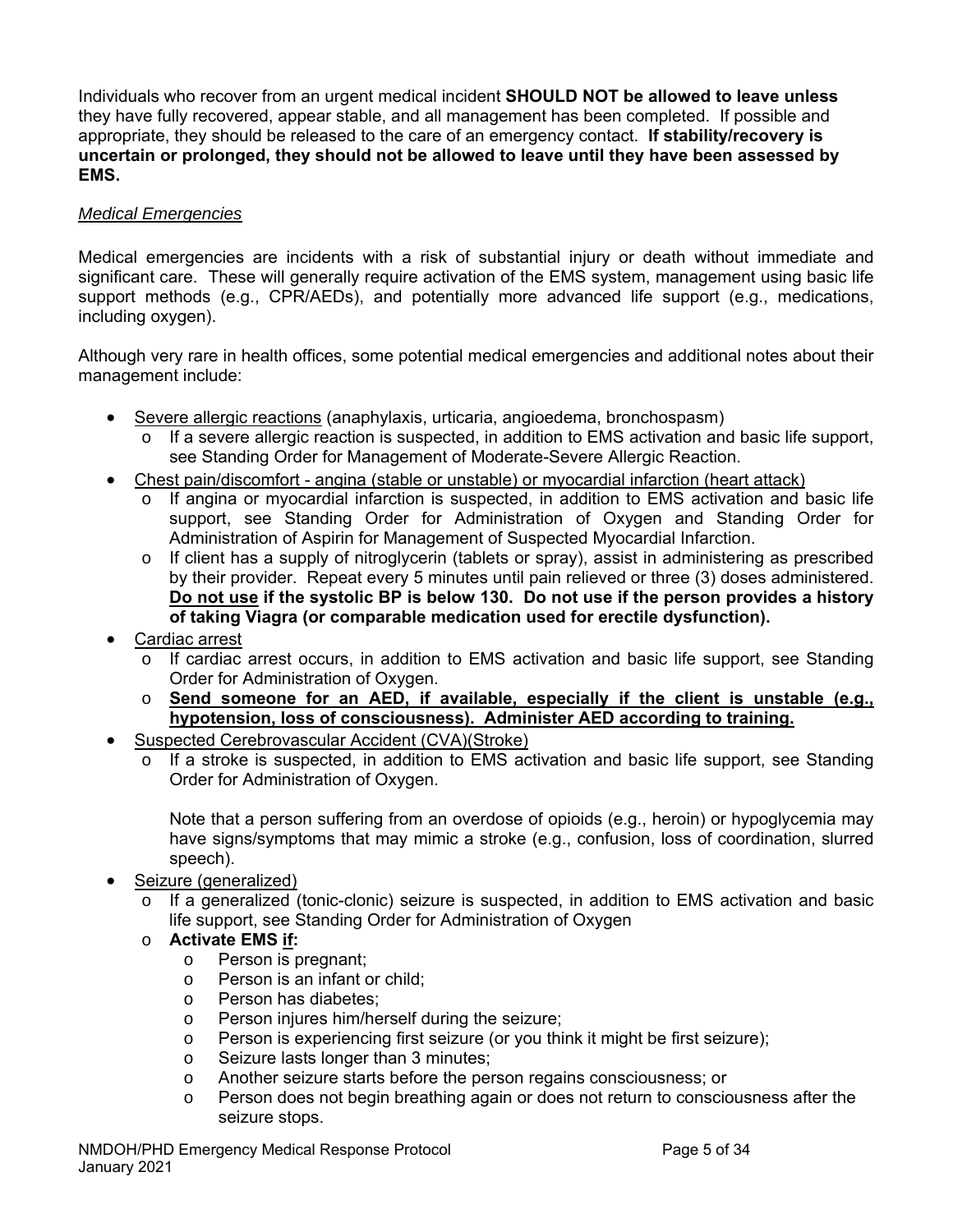Individuals who recover from an urgent medical incident **SHOULD NOT be allowed to leave unless** they have fully recovered, appear stable, and all management has been completed. If possible and appropriate, they should be released to the care of an emergency contact. **If stability/recovery is uncertain or prolonged, they should not be allowed to leave until they have been assessed by EMS.**

*Medical Emergencies*

Medical emergencies are incidents with a risk of substantial injury or death without immediate and significant care. These will generally require activation of the EMS system, management using basic life support methods (e.g., CPR/AEDs), and potentially more advanced life support (e.g., medications, including oxygen).

Although very rare in health offices, some potential medical emergencies and additional notes about their management include:

- Severe allergic reactions (anaphylaxis, urticaria, angioedema, bronchospasm)
  - If a severe allergic reaction is suspected, in addition to EMS activation and basic life support, see Standing Order for Management of Moderate-Severe Allergic Reaction.
- Chest pain/discomfort - angina (stable or unstable) or myocardial infarction (heart attack)
  - If angina or myocardial infarction is suspected, in addition to EMS activation and basic life support, see Standing Order for Administration of Oxygen and Standing Order for Administration of Aspirin for Management of Suspected Myocardial Infarction.
  - If client has a supply of nitroglycerin (tablets or spray), assist in administering as prescribed by their provider. Repeat every 5 minutes until pain relieved or three (3) doses administered. **Do not use if the systolic BP is below 130. Do not use if the person provides a history of taking Viagra (or comparable medication used for erectile dysfunction).**
- Cardiac arrest
  - If cardiac arrest occurs, in addition to EMS activation and basic life support, see Standing Order for Administration of Oxygen.
  - **Send someone for an AED, if available, especially if the client is unstable (e.g., hypotension, loss of consciousness). Administer AED according to training.**
- Suspected Cerebrovascular Accident (CVA)(Stroke)
  - If a stroke is suspected, in addition to EMS activation and basic life support, see Standing Order for Administration of Oxygen.

    Note that a person suffering from an overdose of opioids (e.g., heroin) or hypoglycemia may have signs/symptoms that may mimic a stroke (e.g., confusion, loss of coordination, slurred speech).
- Seizure (generalized)
  - If a generalized (tonic-clonic) seizure is suspected, in addition to EMS activation and basic life support, see Standing Order for Administration of Oxygen
  - **Activate EMS if:**
    - Person is pregnant;
    - Person is an infant or child;
    - Person has diabetes;
    - Person injures him/herself during the seizure;
    - Person is experiencing first seizure (or you think it might be first seizure);
    - Seizure lasts longer than 3 minutes;
    - Another seizure starts before the person regains consciousness; or
    - Person does not begin breathing again or does not return to consciousness after the seizure stops.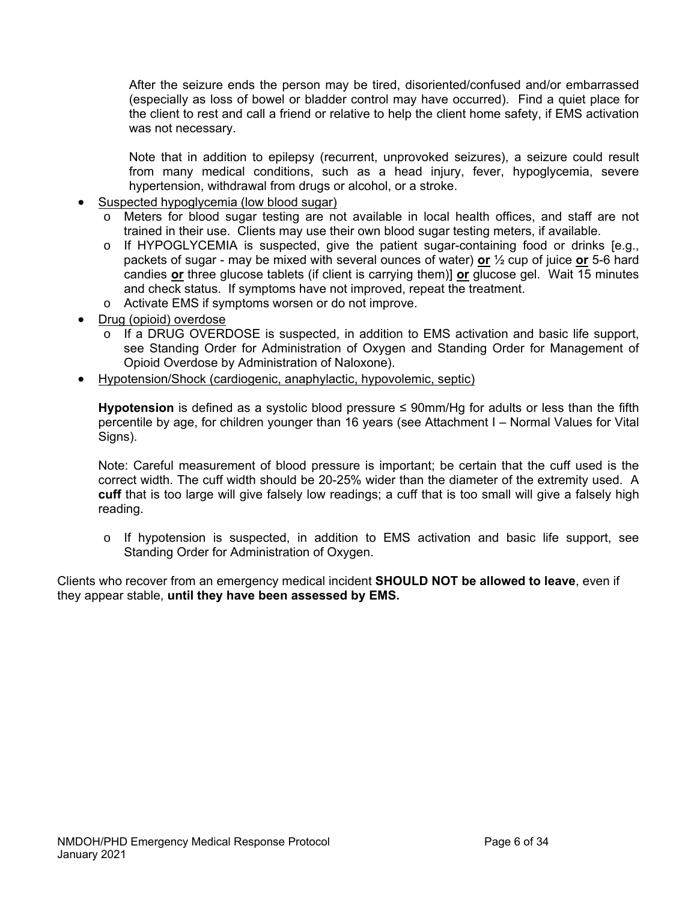After the seizure ends the person may be tired, disoriented/confused and/or embarrassed (especially as loss of bowel or bladder control may have occurred). Find a quiet place for the client to rest and call a friend or relative to help the client home safety, if EMS activation was not necessary.

Note that in addition to epilepsy (recurrent, unprovoked seizures), a seizure could result from many medical conditions, such as a head injury, fever, hypoglycemia, severe hypertension, withdrawal from drugs or alcohol, or a stroke.

- <u>Suspected hypoglycemia (low blood sugar)</u>
  - Meters for blood sugar testing are not available in local health offices, and staff are not trained in their use. Clients may use their own blood sugar testing meters, if available.
  - If HYPOGLYCEMIA is suspected, give the patient sugar-containing food or drinks [e.g., packets of sugar - may be mixed with several ounces of water) **<u>or</u>** ½ cup of juice **<u>or</u>** 5-6 hard candies **<u>or</u>** three glucose tablets (if client is carrying them)] **<u>or</u>** glucose gel. Wait 15 minutes and check status. If symptoms have not improved, repeat the treatment.
  - Activate EMS if symptoms worsen or do not improve.
- <u>Drug (opioid) overdose</u>
  - If a DRUG OVERDOSE is suspected, in addition to EMS activation and basic life support, see Standing Order for Administration of Oxygen and Standing Order for Management of Opioid Overdose by Administration of Naloxone).
- <u>Hypotension/Shock (cardiogenic, anaphylactic, hypovolemic, septic)</u>

  **Hypotension** is defined as a systolic blood pressure ≤ 90mm/Hg for adults or less than the fifth percentile by age, for children younger than 16 years (see Attachment I – Normal Values for Vital Signs).

  Note: Careful measurement of blood pressure is important; be certain that the cuff used is the correct width. The cuff width should be 20-25% wider than the diameter of the extremity used. A **cuff** that is too large will give falsely low readings; a cuff that is too small will give a falsely high reading.

  - If hypotension is suspected, in addition to EMS activation and basic life support, see Standing Order for Administration of Oxygen.

Clients who recover from an emergency medical incident **SHOULD NOT be allowed to leave**, even if they appear stable, **until they have been assessed by EMS.**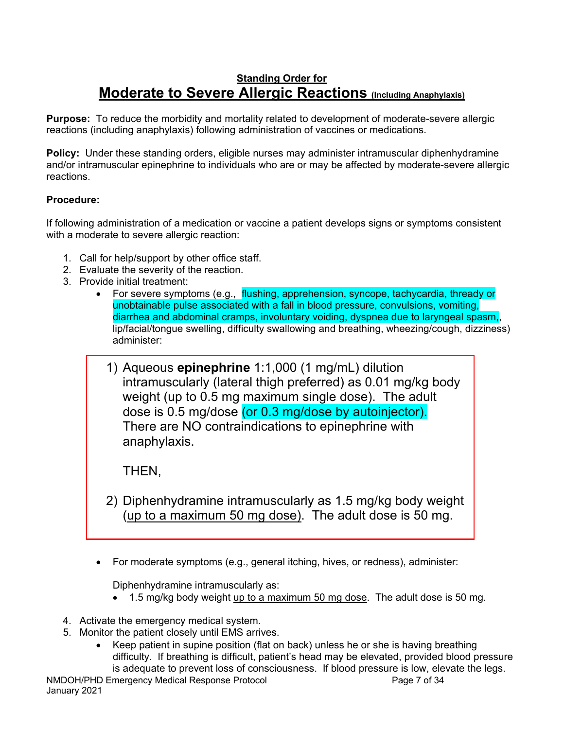**Standing Order for**

# Moderate to Severe Allergic Reactions (Including Anaphylaxis)

**Purpose:** To reduce the morbidity and mortality related to development of moderate-severe allergic reactions (including anaphylaxis) following administration of vaccines or medications.

**Policy:** Under these standing orders, eligible nurses may administer intramuscular diphenhydramine and/or intramuscular epinephrine to individuals who are or may be affected by moderate-severe allergic reactions.

**Procedure:**

If following administration of a medication or vaccine a patient develops signs or symptoms consistent with a moderate to severe allergic reaction:

1. Call for help/support by other office staff.
2. Evaluate the severity of the reaction.
3. Provide initial treatment:
   - For severe symptoms (e.g., flushing, apprehension, syncope, tachycardia, thready or unobtainable pulse associated with a fall in blood pressure, convulsions, vomiting, diarrhea and abdominal cramps, involuntary voiding, dyspnea due to laryngeal spasm,, lip/facial/tongue swelling, difficulty swallowing and breathing, wheezing/cough, dizziness) administer:

     1) Aqueous **epinephrine** 1:1,000 (1 mg/mL) dilution intramuscularly (lateral thigh preferred) as 0.01 mg/kg body weight (up to 0.5 mg maximum single dose). The adult dose is 0.5 mg/dose (or 0.3 mg/dose by autoinjector). There are NO contraindications to epinephrine with anaphylaxis.

        THEN,

     2) Diphenhydramine intramuscularly as 1.5 mg/kg body weight (up to a maximum 50 mg dose). The adult dose is 50 mg.

   - For moderate symptoms (e.g., general itching, hives, or redness), administer:

     Diphenhydramine intramuscularly as:
     - 1.5 mg/kg body weight up to a maximum 50 mg dose. The adult dose is 50 mg.
4. Activate the emergency medical system.
5. Monitor the patient closely until EMS arrives.
   - Keep patient in supine position (flat on back) unless he or she is having breathing difficulty. If breathing is difficult, patient's head may be elevated, provided blood pressure is adequate to prevent loss of consciousness. If blood pressure is low, elevate the legs.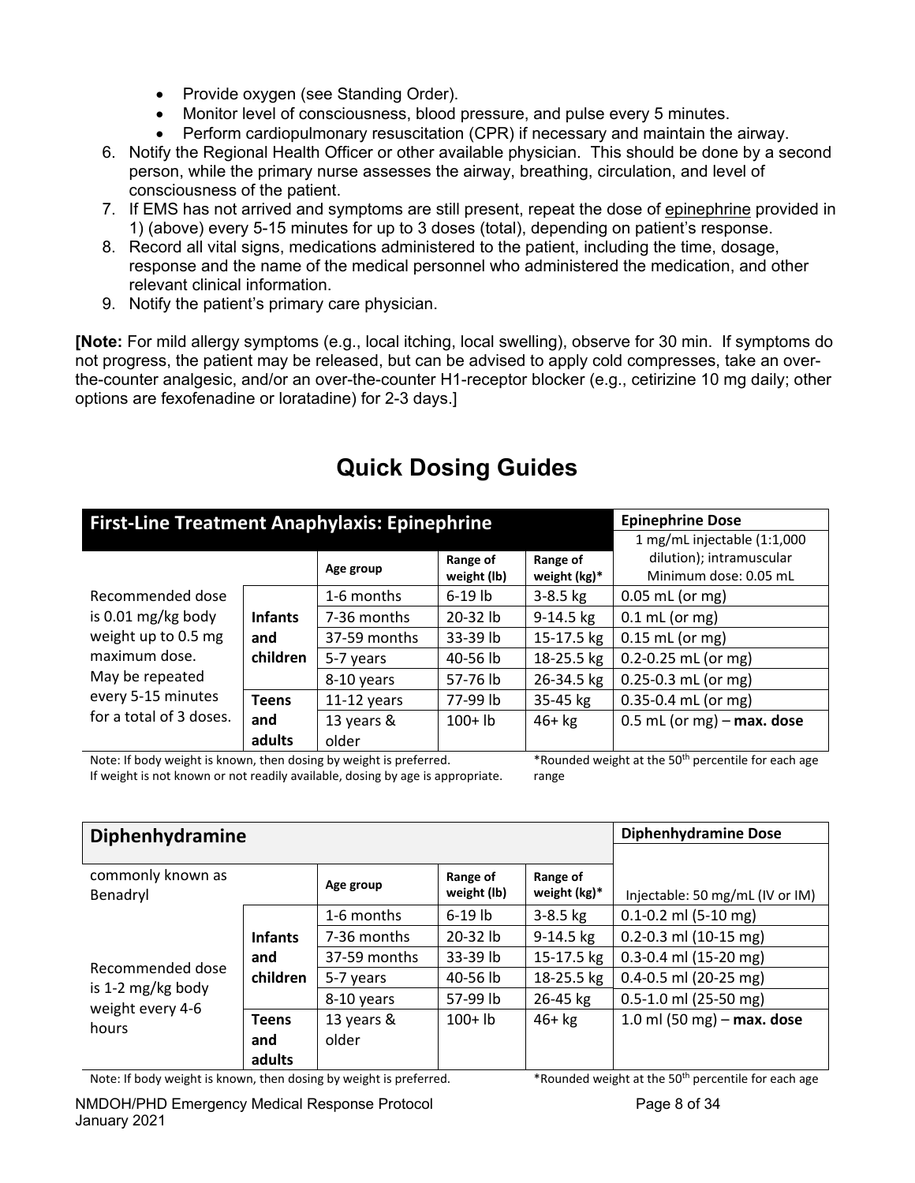- Provide oxygen (see Standing Order).
- Monitor level of consciousness, blood pressure, and pulse every 5 minutes.
- Perform cardiopulmonary resuscitation (CPR) if necessary and maintain the airway.

6. Notify the Regional Health Officer or other available physician. This should be done by a second person, while the primary nurse assesses the airway, breathing, circulation, and level of consciousness of the patient.
7. If EMS has not arrived and symptoms are still present, repeat the dose of epinephrine provided in 1) (above) every 5-15 minutes for up to 3 doses (total), depending on patient's response.
8. Record all vital signs, medications administered to the patient, including the time, dosage, response and the name of the medical personnel who administered the medication, and other relevant clinical information.
9. Notify the patient's primary care physician.

**[Note:** For mild allergy symptoms (e.g., local itching, local swelling), observe for 30 min. If symptoms do not progress, the patient may be released, but can be advised to apply cold compresses, take an over-the-counter analgesic, and/or an over-the-counter H1-receptor blocker (e.g., cetirizine 10 mg daily; other options are fexofenadine or loratadine) for 2-3 days.]

# Quick Dosing Guides

| First-Line Treatment Anaphylaxis: Epinephrine | | | | | Epinephrine Dose |
|---|---|---|---|---|---|
| | | Age group | Range of weight (lb) | Range of weight (kg)* | 1 mg/mL injectable (1:1,000 dilution); intramuscular Minimum dose: 0.05 mL |
| Recommended dose is 0.01 mg/kg body weight up to 0.5 mg maximum dose. May be repeated every 5-15 minutes for a total of 3 doses. | Infants and children | 1-6 months | 6-19 lb | 3-8.5 kg | 0.05 mL (or mg) |
| | | 7-36 months | 20-32 lb | 9-14.5 kg | 0.1 mL (or mg) |
| | | 37-59 months | 33-39 lb | 15-17.5 kg | 0.15 mL (or mg) |
| | | 5-7 years | 40-56 lb | 18-25.5 kg | 0.2-0.25 mL (or mg) |
| | | 8-10 years | 57-76 lb | 26-34.5 kg | 0.25-0.3 mL (or mg) |
| | Teens and adults | 11-12 years | 77-99 lb | 35-45 kg | 0.35-0.4 mL (or mg) |
| | | 13 years & older | 100+ lb | 46+ kg | 0.5 mL (or mg) – **max. dose** |

Note: If body weight is known, then dosing by weight is preferred.
If weight is not known or not readily available, dosing by age is appropriate.

*Rounded weight at the 50th percentile for each age range

| Diphenhydramine | | | | | Diphenhydramine Dose |
|---|---|---|---|---|---|
| commonly known as Benadryl | | Age group | Range of weight (lb) | Range of weight (kg)* | Injectable: 50 mg/mL (IV or IM) |
| Recommended dose is 1-2 mg/kg body weight every 4-6 hours | Infants and children | 1-6 months | 6-19 lb | 3-8.5 kg | 0.1-0.2 ml (5-10 mg) |
| | | 7-36 months | 20-32 lb | 9-14.5 kg | 0.2-0.3 ml (10-15 mg) |
| | | 37-59 months | 33-39 lb | 15-17.5 kg | 0.3-0.4 ml (15-20 mg) |
| | | 5-7 years | 40-56 lb | 18-25.5 kg | 0.4-0.5 ml (20-25 mg) |
| | | 8-10 years | 57-99 lb | 26-45 kg | 0.5-1.0 ml (25-50 mg) |
| | Teens and adults | 13 years & older | 100+ lb | 46+ kg | 1.0 ml (50 mg) – **max. dose** |

Note: If body weight is known, then dosing by weight is preferred.

*Rounded weight at the 50th percentile for each age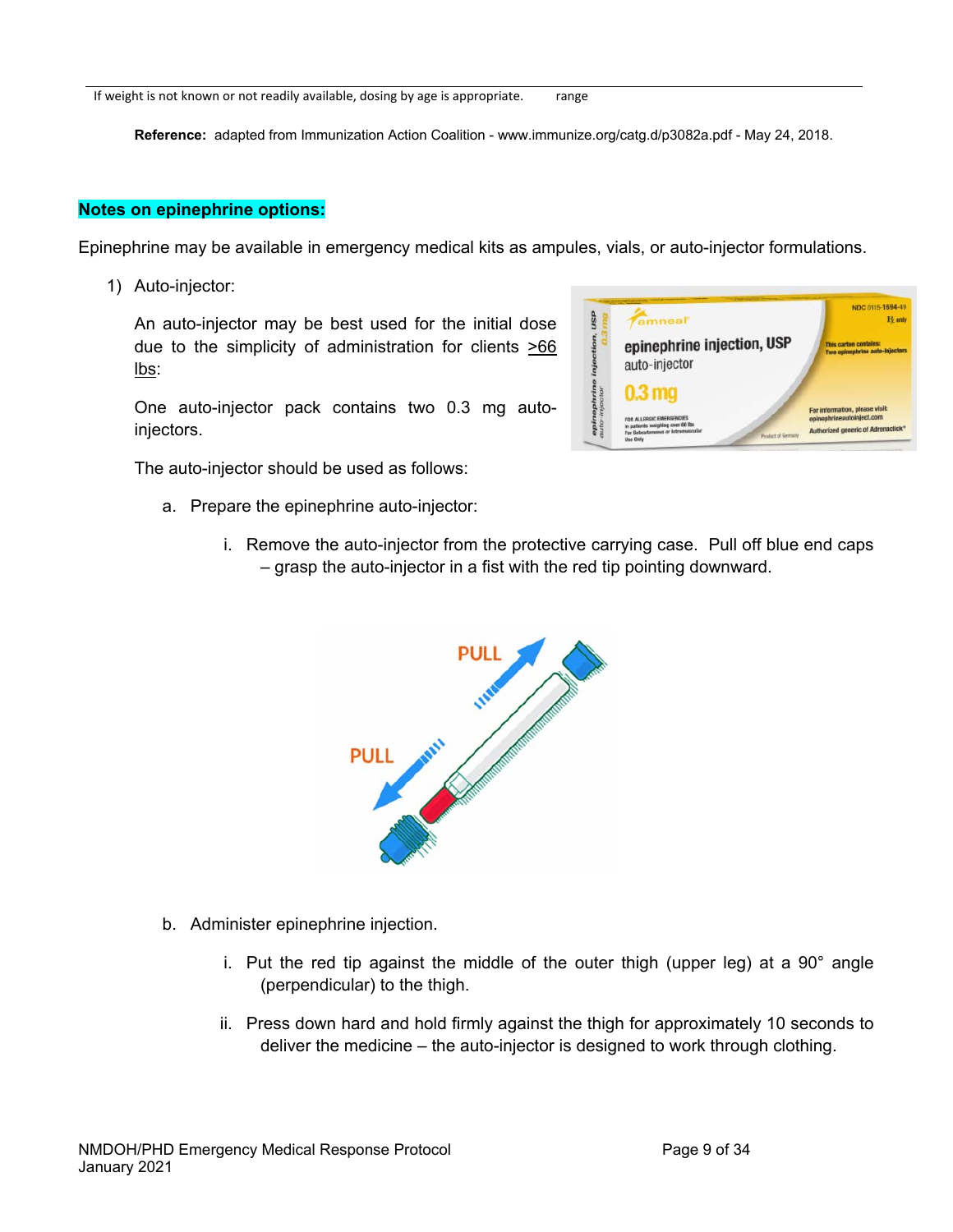If weight is not known or not readily available, dosing by age is appropriate. range

**Reference:** adapted from Immunization Action Coalition - www.immunize.org/catg.d/p3082a.pdf - May 24, 2018.

**Notes on epinephrine options:**

Epinephrine may be available in emergency medical kits as ampules, vials, or auto-injector formulations.

1) Auto-injector:

   An auto-injector may be best used for the initial dose due to the simplicity of administration for clients >66 lbs:

   One auto-injector pack contains two 0.3 mg auto-injectors.

   The auto-injector should be used as follows:

   a. Prepare the epinephrine auto-injector:

      i. Remove the auto-injector from the protective carrying case. Pull off blue end caps – grasp the auto-injector in a fist with the red tip pointing downward.

   b. Administer epinephrine injection.

      i. Put the red tip against the middle of the outer thigh (upper leg) at a 90° angle (perpendicular) to the thigh.

      ii. Press down hard and hold firmly against the thigh for approximately 10 seconds to deliver the medicine – the auto-injector is designed to work through clothing.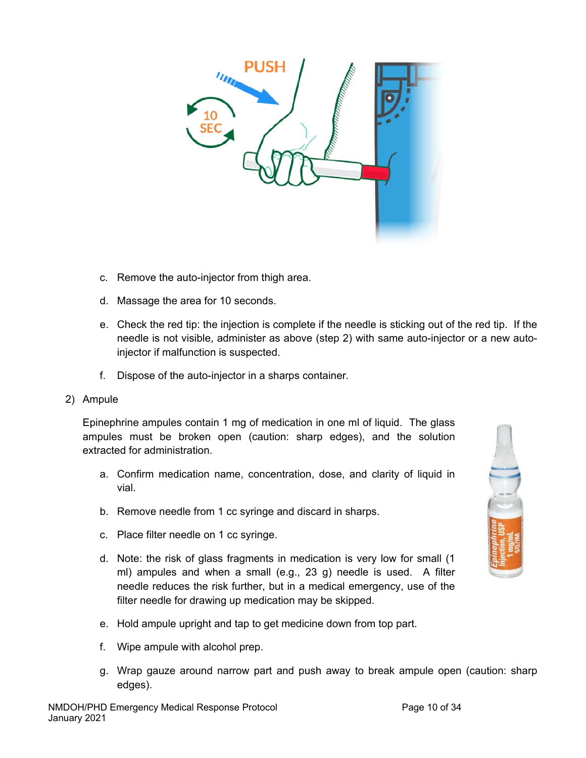c. Remove the auto-injector from thigh area.

d. Massage the area for 10 seconds.

e. Check the red tip: the injection is complete if the needle is sticking out of the red tip. If the needle is not visible, administer as above (step 2) with same auto-injector or a new auto-injector if malfunction is suspected.

f. Dispose of the auto-injector in a sharps container.

2) Ampule

Epinephrine ampules contain 1 mg of medication in one ml of liquid. The glass ampules must be broken open (caution: sharp edges), and the solution extracted for administration.

a. Confirm medication name, concentration, dose, and clarity of liquid in vial.

b. Remove needle from 1 cc syringe and discard in sharps.

c. Place filter needle on 1 cc syringe.

d. Note: the risk of glass fragments in medication is very low for small (1 ml) ampules and when a small (e.g., 23 g) needle is used. A filter needle reduces the risk further, but in a medical emergency, use of the filter needle for drawing up medication may be skipped.

e. Hold ampule upright and tap to get medicine down from top part.

f. Wipe ampule with alcohol prep.

g. Wrap gauze around narrow part and push away to break ampule open (caution: sharp edges).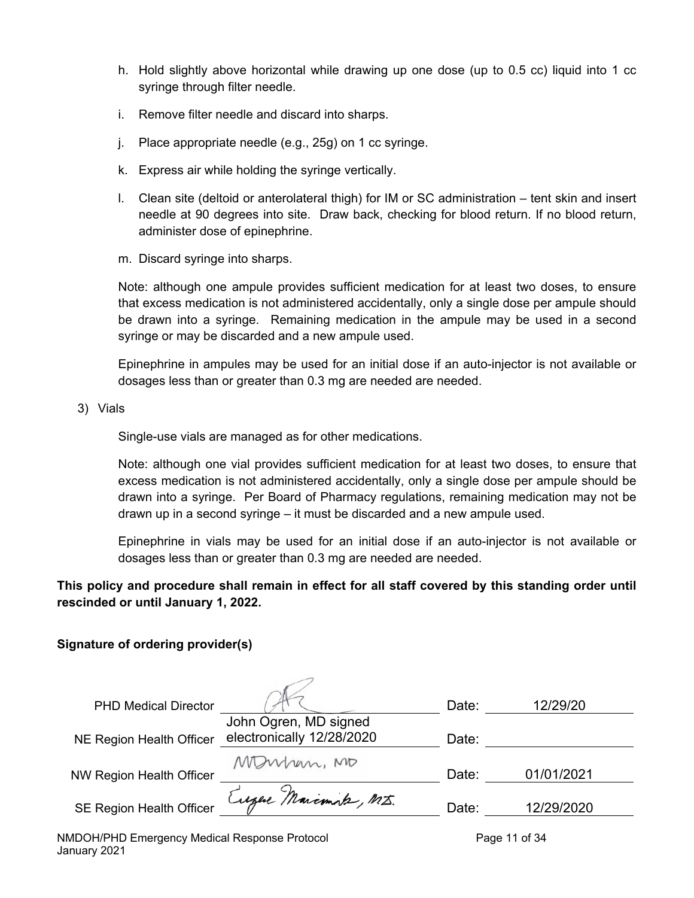h. Hold slightly above horizontal while drawing up one dose (up to 0.5 cc) liquid into 1 cc syringe through filter needle.

i. Remove filter needle and discard into sharps.

j. Place appropriate needle (e.g., 25g) on 1 cc syringe.

k. Express air while holding the syringe vertically.

l. Clean site (deltoid or anterolateral thigh) for IM or SC administration – tent skin and insert needle at 90 degrees into site. Draw back, checking for blood return. If no blood return, administer dose of epinephrine.

m. Discard syringe into sharps.

Note: although one ampule provides sufficient medication for at least two doses, to ensure that excess medication is not administered accidentally, only a single dose per ampule should be drawn into a syringe. Remaining medication in the ampule may be used in a second syringe or may be discarded and a new ampule used.

Epinephrine in ampules may be used for an initial dose if an auto-injector is not available or dosages less than or greater than 0.3 mg are needed are needed.

3) Vials

Single-use vials are managed as for other medications.

Note: although one vial provides sufficient medication for at least two doses, to ensure that excess medication is not administered accidentally, only a single dose per ampule should be drawn into a syringe. Per Board of Pharmacy regulations, remaining medication may not be drawn up in a second syringe – it must be discarded and a new ampule used.

Epinephrine in vials may be used for an initial dose if an auto-injector is not available or dosages less than or greater than 0.3 mg are needed are needed.

**This policy and procedure shall remain in effect for all staff covered by this standing order until rescinded or until January 1, 2022.**

**Signature of ordering provider(s)**

| | | | |
|---|---|---|---|
| PHD Medical Director | [signature] | Date: | 12/29/20 |
| NE Region Health Officer | John Ogren, MD signed electronically 12/28/2020 | Date: | |
| NW Region Health Officer | MDurham, MD | Date: | 01/01/2021 |
| SE Region Health Officer | Eugene Marcinak, MD. | Date: | 12/29/2020 |

NMDOH/PHD Emergency Medical Response Protocol
January 2021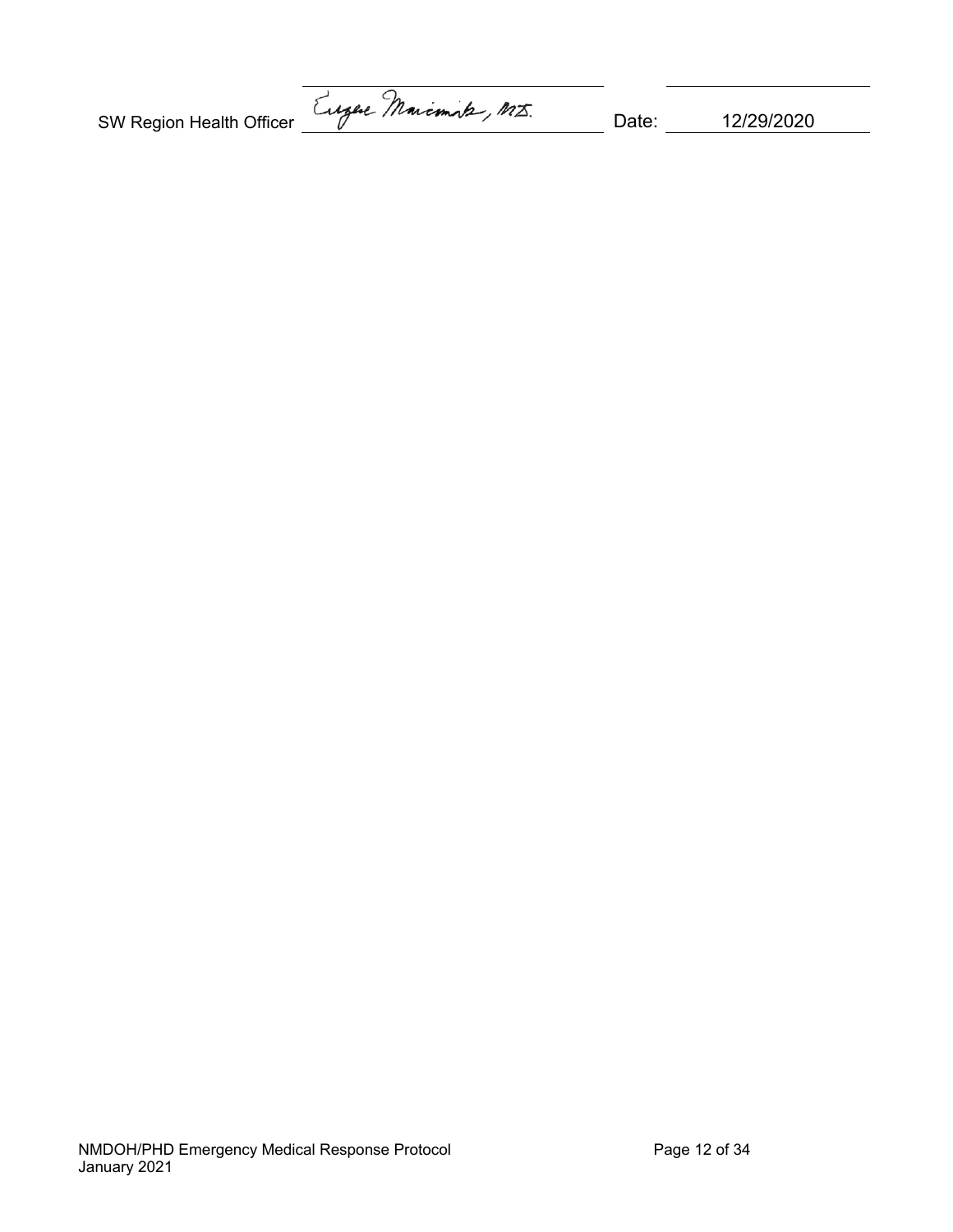SW Region Health Officer Eugene Marcinak, M.D. Date: 12/29/2020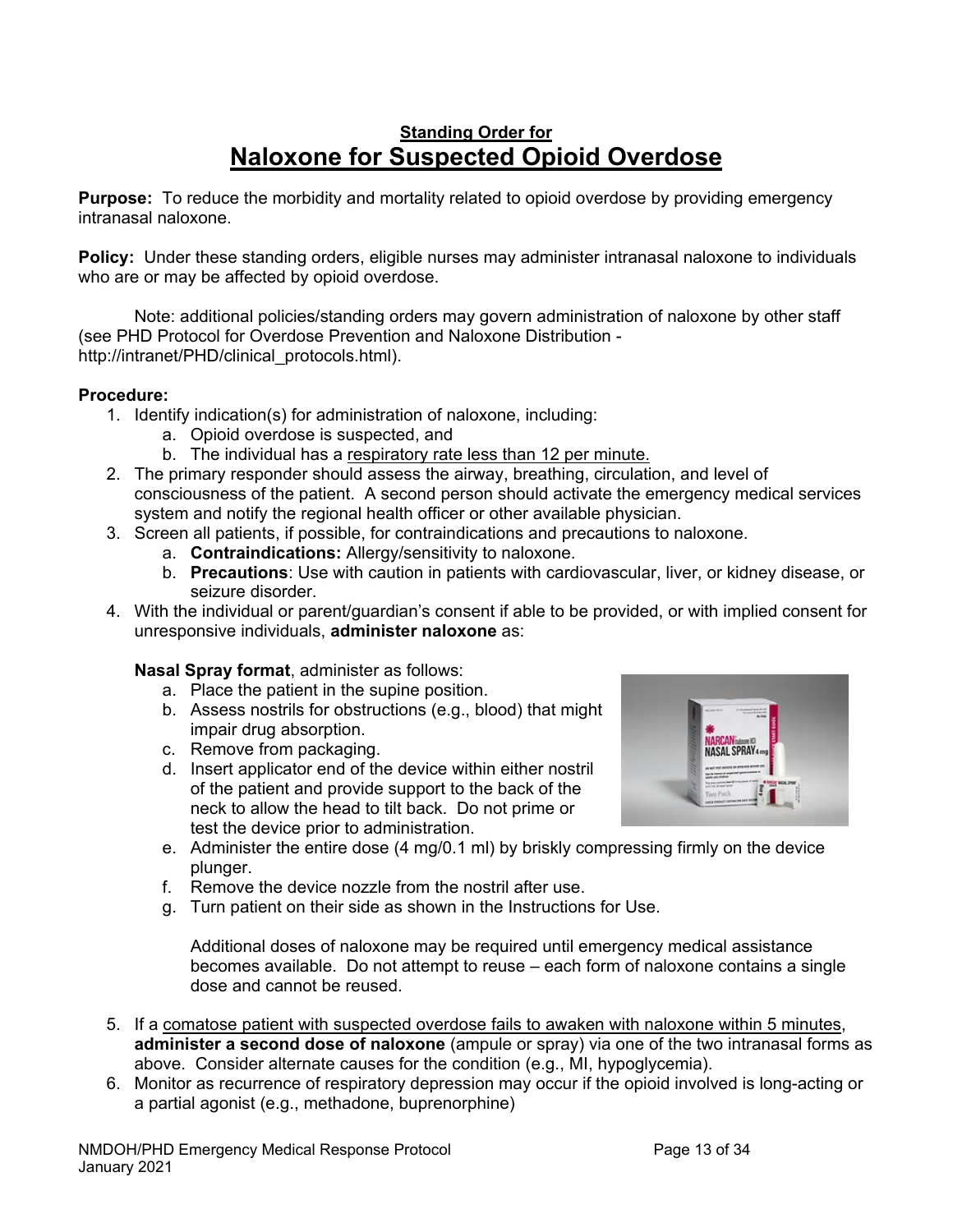## Standing Order for

# Naloxone for Suspected Opioid Overdose

**Purpose:** To reduce the morbidity and mortality related to opioid overdose by providing emergency intranasal naloxone.

**Policy:** Under these standing orders, eligible nurses may administer intranasal naloxone to individuals who are or may be affected by opioid overdose.

Note: additional policies/standing orders may govern administration of naloxone by other staff (see PHD Protocol for Overdose Prevention and Naloxone Distribution - http://intranet/PHD/clinical_protocols.html).

**Procedure:**

1. Identify indication(s) for administration of naloxone, including:
    a. Opioid overdose is suspected, and
    b. The individual has a <u>respiratory rate less than 12 per minute.</u>
2. The primary responder should assess the airway, breathing, circulation, and level of consciousness of the patient. A second person should activate the emergency medical services system and notify the regional health officer or other available physician.
3. Screen all patients, if possible, for contraindications and precautions to naloxone.
    a. **Contraindications:** Allergy/sensitivity to naloxone.
    b. **Precautions**: Use with caution in patients with cardiovascular, liver, or kidney disease, or seizure disorder.
4. With the individual or parent/guardian's consent if able to be provided, or with implied consent for unresponsive individuals, **administer naloxone** as:

    **Nasal Spray format**, administer as follows:
    a. Place the patient in the supine position.
    b. Assess nostrils for obstructions (e.g., blood) that might impair drug absorption.
    c. Remove from packaging.
    d. Insert applicator end of the device within either nostril of the patient and provide support to the back of the neck to allow the head to tilt back. Do not prime or test the device prior to administration.
    e. Administer the entire dose (4 mg/0.1 ml) by briskly compressing firmly on the device plunger.
    f. Remove the device nozzle from the nostril after use.
    g. Turn patient on their side as shown in the Instructions for Use.

    Additional doses of naloxone may be required until emergency medical assistance becomes available. Do not attempt to reuse – each form of naloxone contains a single dose and cannot be reused.

5. If a <u>comatose patient with suspected overdose fails to awaken with naloxone within 5 minutes</u>, **administer a second dose of naloxone** (ampule or spray) via one of the two intranasal forms as above. Consider alternate causes for the condition (e.g., MI, hypoglycemia).
6. Monitor as recurrence of respiratory depression may occur if the opioid involved is long-acting or a partial agonist (e.g., methadone, buprenorphine)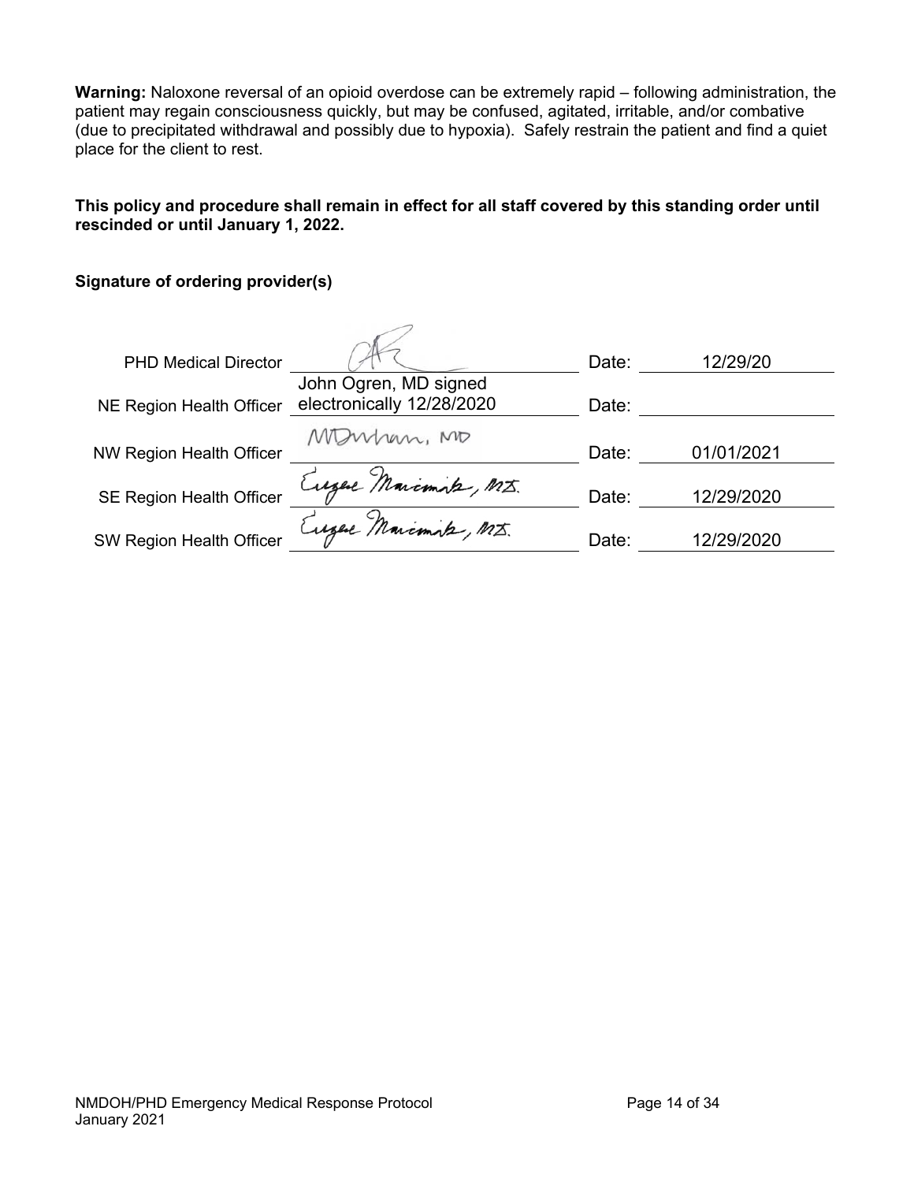**Warning:** Naloxone reversal of an opioid overdose can be extremely rapid – following administration, the patient may regain consciousness quickly, but may be confused, agitated, irritable, and/or combative (due to precipitated withdrawal and possibly due to hypoxia). Safely restrain the patient and find a quiet place for the client to rest.

**This policy and procedure shall remain in effect for all staff covered by this standing order until rescinded or until January 1, 2022.**

**Signature of ordering provider(s)**

| | Signature | | Date |
|---|---|---|---|
| PHD Medical Director | (signature) | Date: | 12/29/20 |
| NE Region Health Officer | John Ogren, MD signed electronically 12/28/2020 | Date: | |
| NW Region Health Officer | MDurham, MD | Date: | 01/01/2021 |
| SE Region Health Officer | Eugene Marcinak, MD. | Date: | 12/29/2020 |
| SW Region Health Officer | Eugene Marcinak, MD. | Date: | 12/29/2020 |

NMDOH/PHD Emergency Medical Response Protocol
January 2021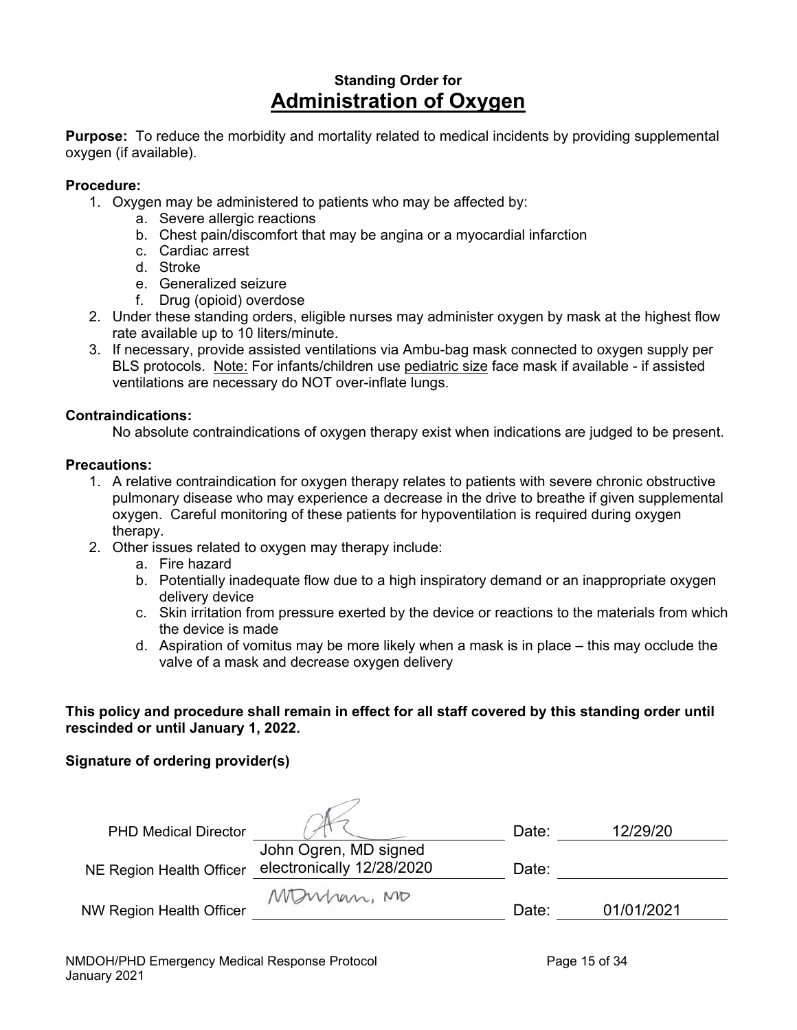**Standing Order for**

# Administration of Oxygen

**Purpose:** To reduce the morbidity and mortality related to medical incidents by providing supplemental oxygen (if available).

**Procedure:**

1. Oxygen may be administered to patients who may be affected by:
   a. Severe allergic reactions
   b. Chest pain/discomfort that may be angina or a myocardial infarction
   c. Cardiac arrest
   d. Stroke
   e. Generalized seizure
   f. Drug (opioid) overdose
2. Under these standing orders, eligible nurses may administer oxygen by mask at the highest flow rate available up to 10 liters/minute.
3. If necessary, provide assisted ventilations via Ambu-bag mask connected to oxygen supply per BLS protocols. Note: For infants/children use pediatric size face mask if available - if assisted ventilations are necessary do NOT over-inflate lungs.

**Contraindications:**

No absolute contraindications of oxygen therapy exist when indications are judged to be present.

**Precautions:**

1. A relative contraindication for oxygen therapy relates to patients with severe chronic obstructive pulmonary disease who may experience a decrease in the drive to breathe if given supplemental oxygen. Careful monitoring of these patients for hypoventilation is required during oxygen therapy.
2. Other issues related to oxygen may therapy include:
   a. Fire hazard
   b. Potentially inadequate flow due to a high inspiratory demand or an inappropriate oxygen delivery device
   c. Skin irritation from pressure exerted by the device or reactions to the materials from which the device is made
   d. Aspiration of vomitus may be more likely when a mask is in place – this may occlude the valve of a mask and decrease oxygen delivery

**This policy and procedure shall remain in effect for all staff covered by this standing order until rescinded or until January 1, 2022.**

**Signature of ordering provider(s)**

| | | | |
|---|---|---|---|
| PHD Medical Director | [signature] | Date: | 12/29/20 |
| NE Region Health Officer | John Ogren, MD signed electronically 12/28/2020 | Date: | |
| NW Region Health Officer | MDurham, MD | Date: | 01/01/2021 |

NMDOH/PHD Emergency Medical Response Protocol
January 2021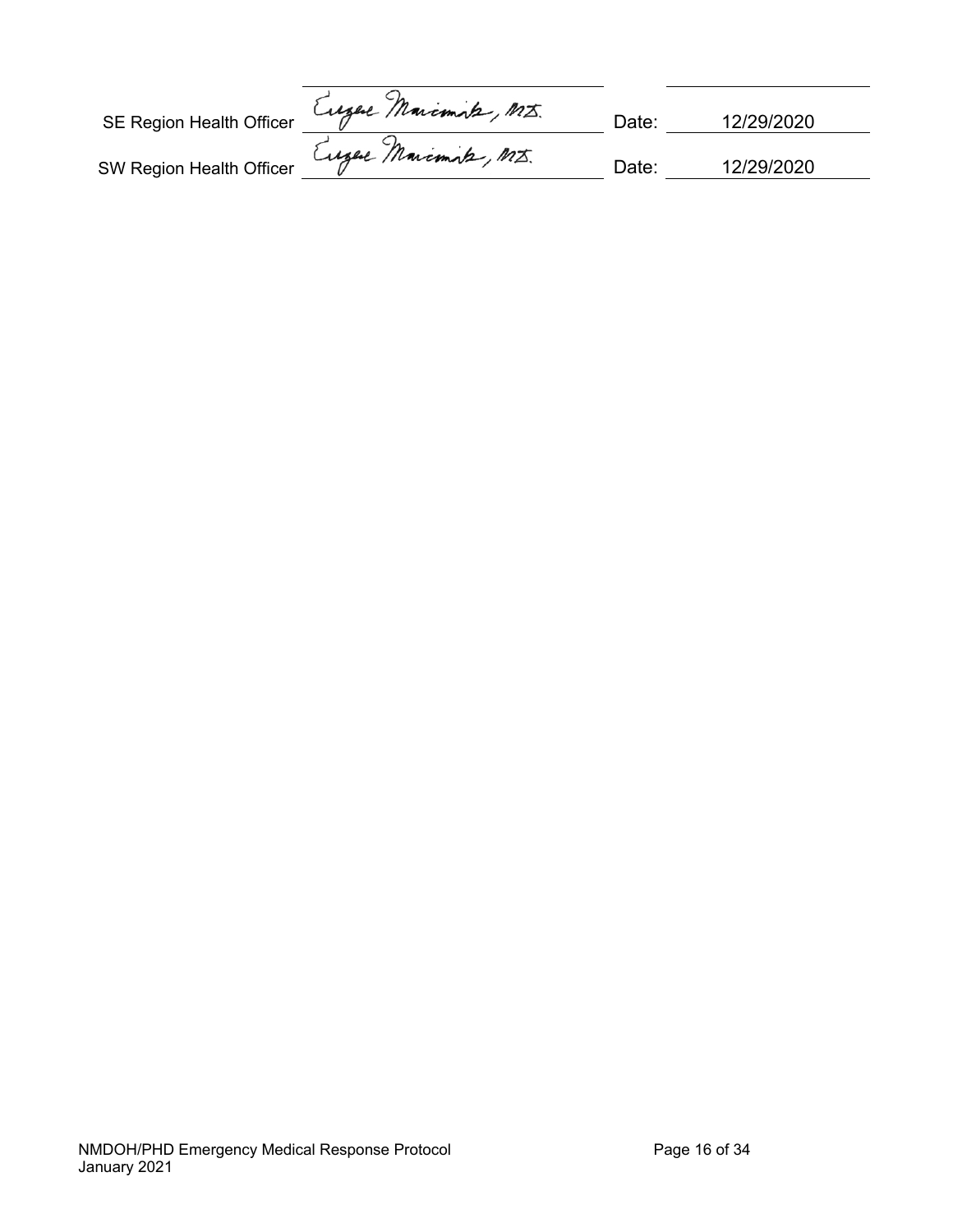| | | | |
|---|---|---|---|
| SE Region Health Officer | Eugene Marcinak, MD. | Date: | 12/29/2020 |
| SW Region Health Officer | Eugene Marcinak, MD. | Date: | 12/29/2020 |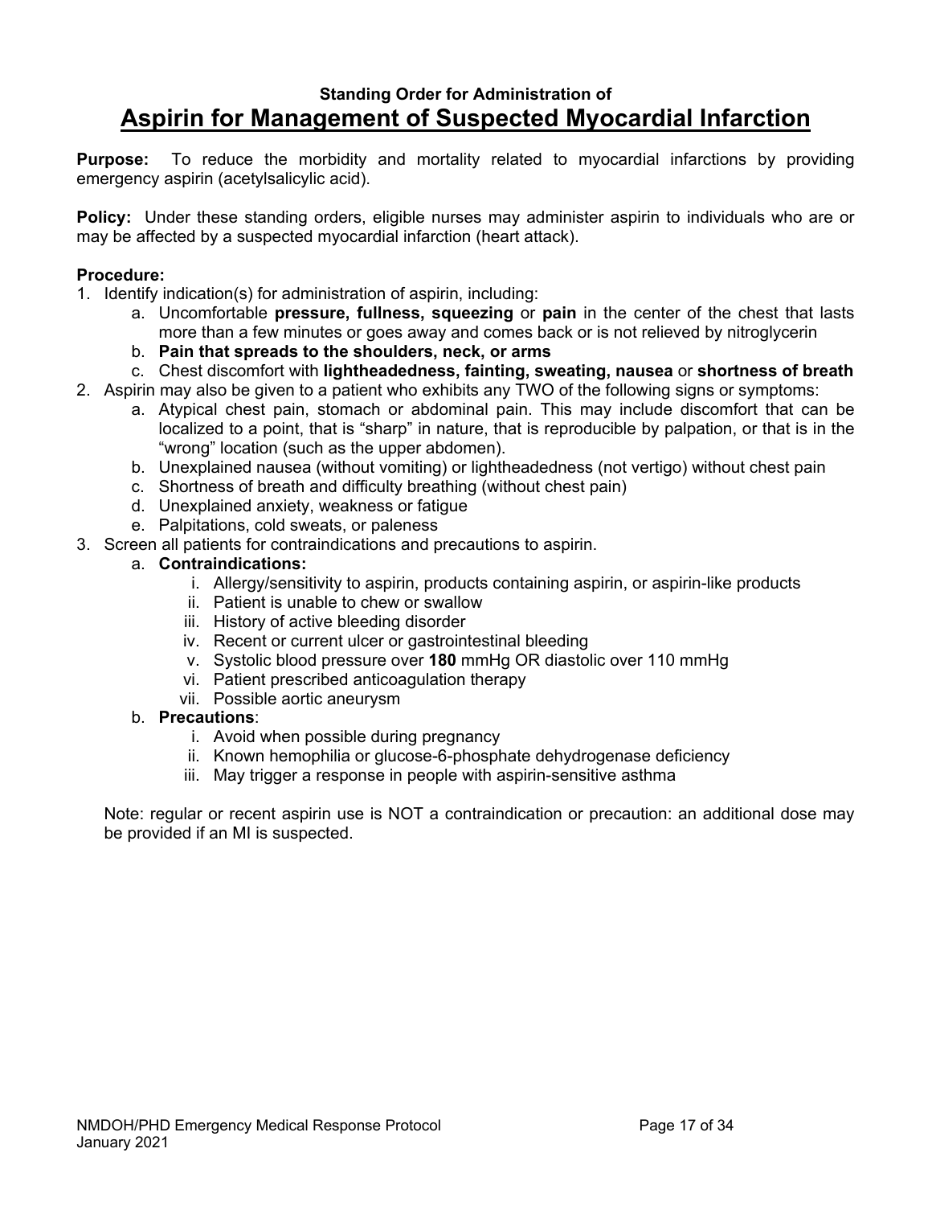**Standing Order for Administration of**

# Aspirin for Management of Suspected Myocardial Infarction

**Purpose:** To reduce the morbidity and mortality related to myocardial infarctions by providing emergency aspirin (acetylsalicylic acid).

**Policy:** Under these standing orders, eligible nurses may administer aspirin to individuals who are or may be affected by a suspected myocardial infarction (heart attack).

**Procedure:**

1. Identify indication(s) for administration of aspirin, including:
    a. Uncomfortable **pressure, fullness, squeezing** or **pain** in the center of the chest that lasts more than a few minutes or goes away and comes back or is not relieved by nitroglycerin
    b. **Pain that spreads to the shoulders, neck, or arms**
    c. Chest discomfort with **lightheadedness, fainting, sweating, nausea** or **shortness of breath**
2. Aspirin may also be given to a patient who exhibits any TWO of the following signs or symptoms:
    a. Atypical chest pain, stomach or abdominal pain. This may include discomfort that can be localized to a point, that is "sharp" in nature, that is reproducible by palpation, or that is in the "wrong" location (such as the upper abdomen).
    b. Unexplained nausea (without vomiting) or lightheadedness (not vertigo) without chest pain
    c. Shortness of breath and difficulty breathing (without chest pain)
    d. Unexplained anxiety, weakness or fatigue
    e. Palpitations, cold sweats, or paleness
3. Screen all patients for contraindications and precautions to aspirin.
    a. **Contraindications:**
        i. Allergy/sensitivity to aspirin, products containing aspirin, or aspirin-like products
        ii. Patient is unable to chew or swallow
        iii. History of active bleeding disorder
        iv. Recent or current ulcer or gastrointestinal bleeding
        v. Systolic blood pressure over **180** mmHg OR diastolic over 110 mmHg
        vi. Patient prescribed anticoagulation therapy
        vii. Possible aortic aneurysm
    b. **Precautions**:
        i. Avoid when possible during pregnancy
        ii. Known hemophilia or glucose-6-phosphate dehydrogenase deficiency
        iii. May trigger a response in people with aspirin-sensitive asthma

    Note: regular or recent aspirin use is NOT a contraindication or precaution: an additional dose may be provided if an MI is suspected.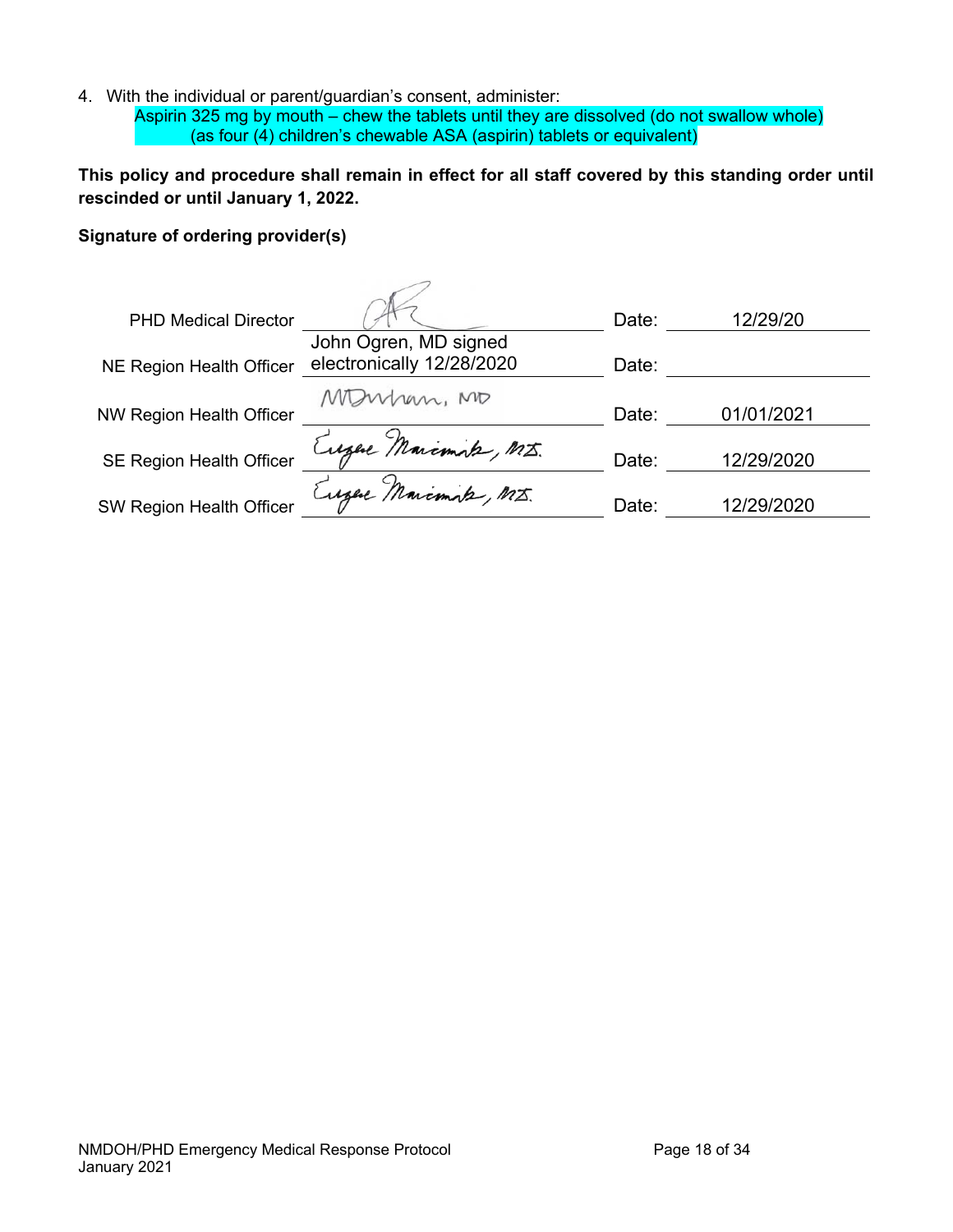4. With the individual or parent/guardian's consent, administer:
   Aspirin 325 mg by mouth – chew the tablets until they are dissolved (do not swallow whole)
   (as four (4) children's chewable ASA (aspirin) tablets or equivalent)

**This policy and procedure shall remain in effect for all staff covered by this standing order until rescinded or until January 1, 2022.**

**Signature of ordering provider(s)**

| Role | Signature | | Date |
|---|---|---|---|
| PHD Medical Director | [signature] | Date: | 12/29/20 |
| NE Region Health Officer | John Ogren, MD signed electronically 12/28/2020 | Date: | |
| NW Region Health Officer | MDurham, MD | Date: | 01/01/2021 |
| SE Region Health Officer | Eugene Marciniak, MD. | Date: | 12/29/2020 |
| SW Region Health Officer | Eugene Marciniak, MD. | Date: | 12/29/2020 |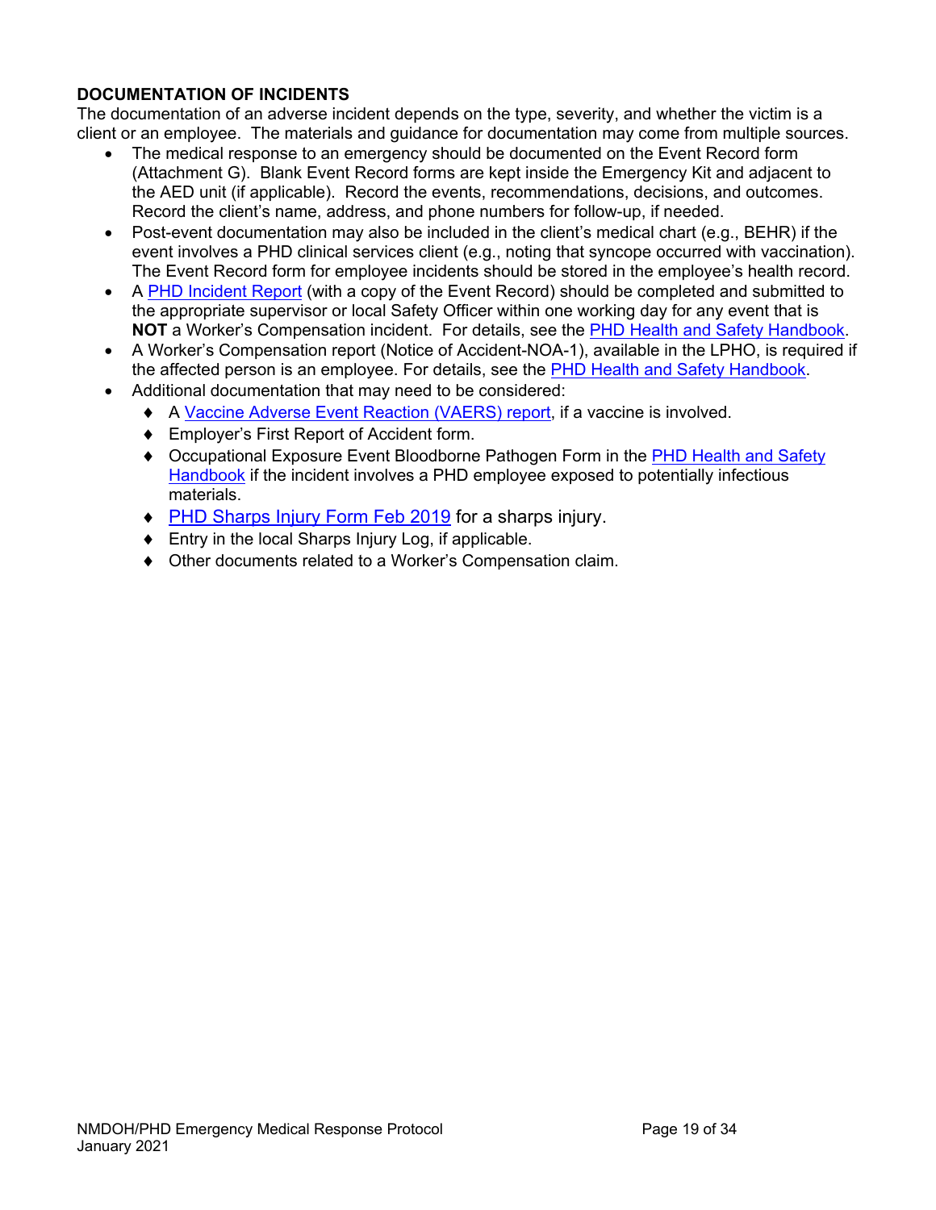**DOCUMENTATION OF INCIDENTS**

The documentation of an adverse incident depends on the type, severity, and whether the victim is a client or an employee. The materials and guidance for documentation may come from multiple sources.

- The medical response to an emergency should be documented on the Event Record form (Attachment G). Blank Event Record forms are kept inside the Emergency Kit and adjacent to the AED unit (if applicable). Record the events, recommendations, decisions, and outcomes. Record the client's name, address, and phone numbers for follow-up, if needed.
- Post-event documentation may also be included in the client's medical chart (e.g., BEHR) if the event involves a PHD clinical services client (e.g., noting that syncope occurred with vaccination). The Event Record form for employee incidents should be stored in the employee's health record.
- A PHD Incident Report (with a copy of the Event Record) should be completed and submitted to the appropriate supervisor or local Safety Officer within one working day for any event that is **NOT** a Worker's Compensation incident. For details, see the PHD Health and Safety Handbook.
- A Worker's Compensation report (Notice of Accident-NOA-1), available in the LPHO, is required if the affected person is an employee. For details, see the PHD Health and Safety Handbook.
- Additional documentation that may need to be considered:
  - A Vaccine Adverse Event Reaction (VAERS) report, if a vaccine is involved.
  - Employer's First Report of Accident form.
  - Occupational Exposure Event Bloodborne Pathogen Form in the PHD Health and Safety Handbook if the incident involves a PHD employee exposed to potentially infectious materials.
  - PHD Sharps Injury Form Feb 2019 for a sharps injury.
  - Entry in the local Sharps Injury Log, if applicable.
  - Other documents related to a Worker's Compensation claim.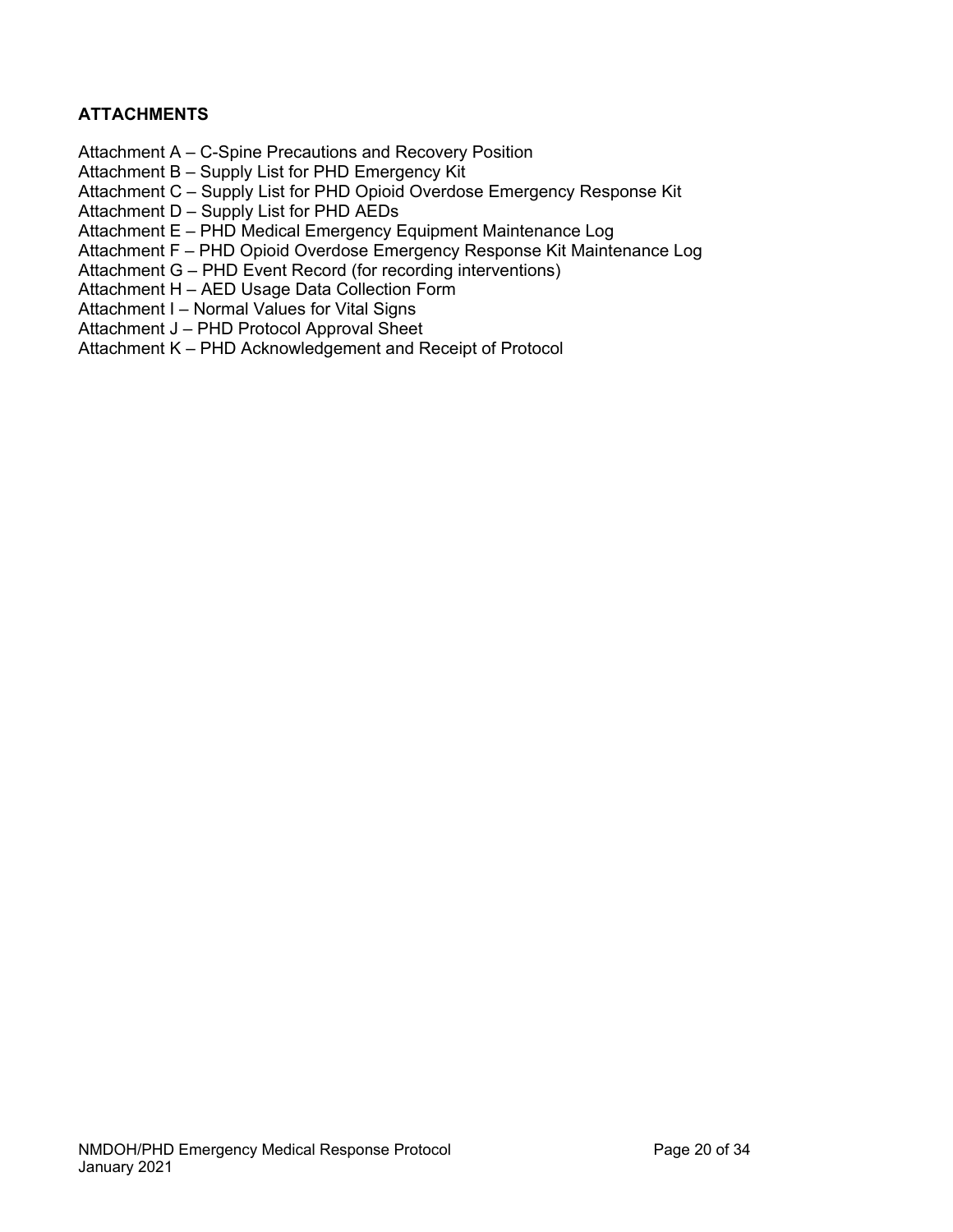**ATTACHMENTS**

Attachment A – C-Spine Precautions and Recovery Position
Attachment B – Supply List for PHD Emergency Kit
Attachment C – Supply List for PHD Opioid Overdose Emergency Response Kit
Attachment D – Supply List for PHD AEDs
Attachment E – PHD Medical Emergency Equipment Maintenance Log
Attachment F – PHD Opioid Overdose Emergency Response Kit Maintenance Log
Attachment G – PHD Event Record (for recording interventions)
Attachment H – AED Usage Data Collection Form
Attachment I – Normal Values for Vital Signs
Attachment J – PHD Protocol Approval Sheet
Attachment K – PHD Acknowledgement and Receipt of Protocol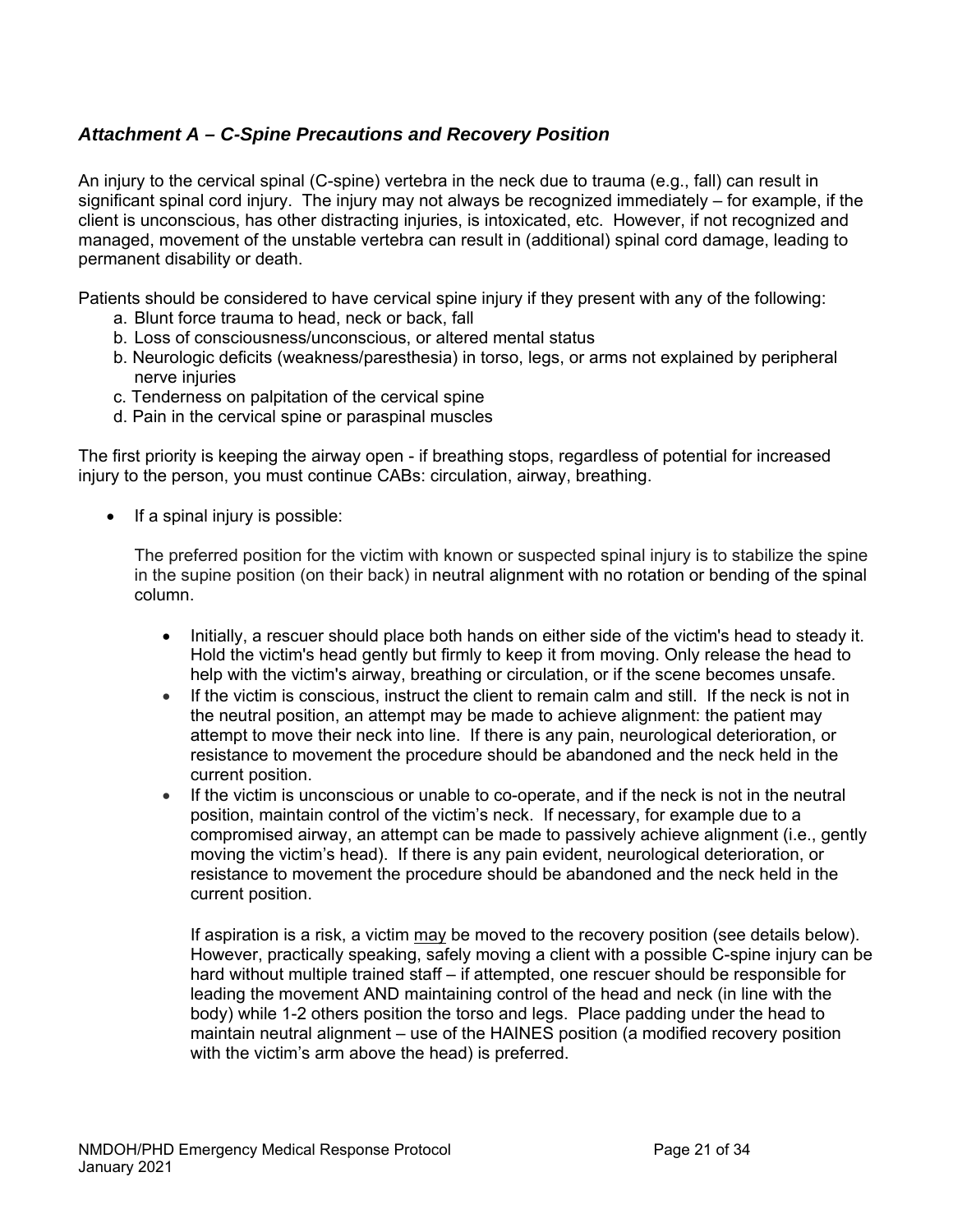### *Attachment A – C-Spine Precautions and Recovery Position*

An injury to the cervical spinal (C-spine) vertebra in the neck due to trauma (e.g., fall) can result in significant spinal cord injury. The injury may not always be recognized immediately – for example, if the client is unconscious, has other distracting injuries, is intoxicated, etc. However, if not recognized and managed, movement of the unstable vertebra can result in (additional) spinal cord damage, leading to permanent disability or death.

Patients should be considered to have cervical spine injury if they present with any of the following:

a. Blunt force trauma to head, neck or back, fall
b. Loss of consciousness/unconscious, or altered mental status
b. Neurologic deficits (weakness/paresthesia) in torso, legs, or arms not explained by peripheral nerve injuries
c. Tenderness on palpitation of the cervical spine
d. Pain in the cervical spine or paraspinal muscles

The first priority is keeping the airway open - if breathing stops, regardless of potential for increased injury to the person, you must continue CABs: circulation, airway, breathing.

- If a spinal injury is possible:

  The preferred position for the victim with known or suspected spinal injury is to stabilize the spine in the supine position (on their back) in neutral alignment with no rotation or bending of the spinal column.

  - Initially, a rescuer should place both hands on either side of the victim's head to steady it. Hold the victim's head gently but firmly to keep it from moving. Only release the head to help with the victim's airway, breathing or circulation, or if the scene becomes unsafe.
  - If the victim is conscious, instruct the client to remain calm and still. If the neck is not in the neutral position, an attempt may be made to achieve alignment: the patient may attempt to move their neck into line. If there is any pain, neurological deterioration, or resistance to movement the procedure should be abandoned and the neck held in the current position.
  - If the victim is unconscious or unable to co-operate, and if the neck is not in the neutral position, maintain control of the victim's neck. If necessary, for example due to a compromised airway, an attempt can be made to passively achieve alignment (i.e., gently moving the victim's head). If there is any pain evident, neurological deterioration, or resistance to movement the procedure should be abandoned and the neck held in the current position.

    If aspiration is a risk, a victim <u>may</u> be moved to the recovery position (see details below). However, practically speaking, safely moving a client with a possible C-spine injury can be hard without multiple trained staff – if attempted, one rescuer should be responsible for leading the movement AND maintaining control of the head and neck (in line with the body) while 1-2 others position the torso and legs. Place padding under the head to maintain neutral alignment – use of the HAINES position (a modified recovery position with the victim's arm above the head) is preferred.

NMDOH/PHD Emergency Medical Response Protocol
January 2021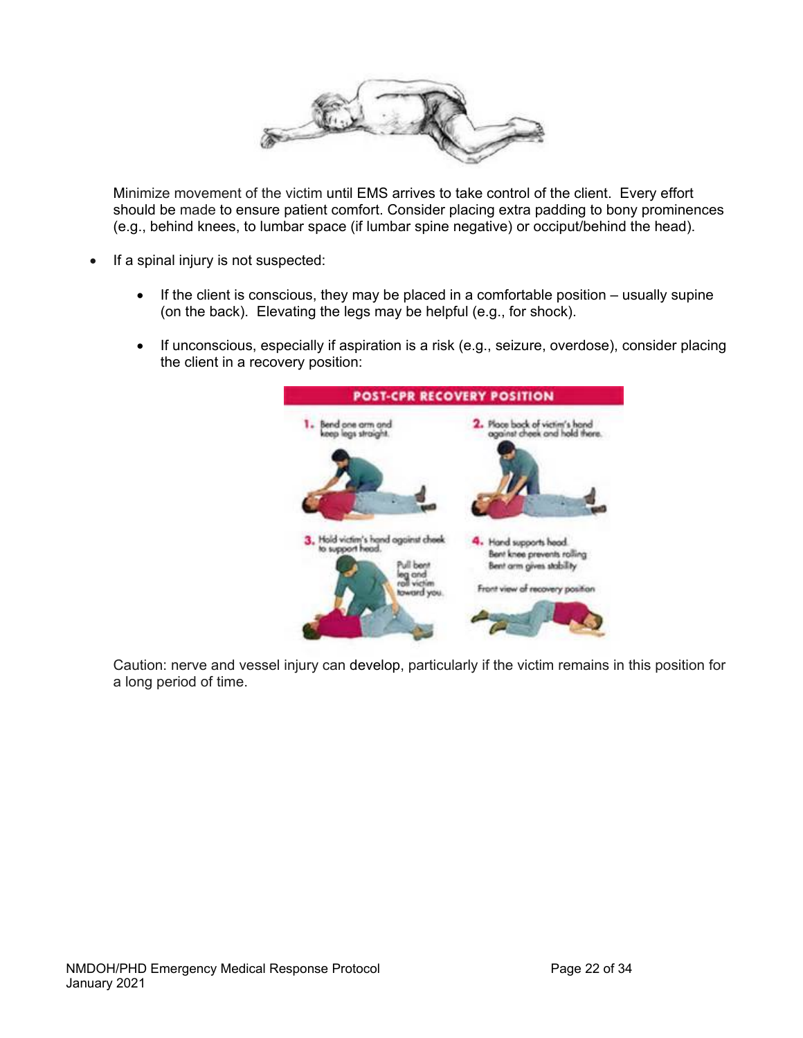Minimize movement of the victim until EMS arrives to take control of the client. Every effort should be made to ensure patient comfort. Consider placing extra padding to bony prominences (e.g., behind knees, to lumbar space (if lumbar spine negative) or occiput/behind the head).

- If a spinal injury is not suspected:
  - If the client is conscious, they may be placed in a comfortable position – usually supine (on the back). Elevating the legs may be helpful (e.g., for shock).
  - If unconscious, especially if aspiration is a risk (e.g., seizure, overdose), consider placing the client in a recovery position:

Caution: nerve and vessel injury can develop, particularly if the victim remains in this position for a long period of time.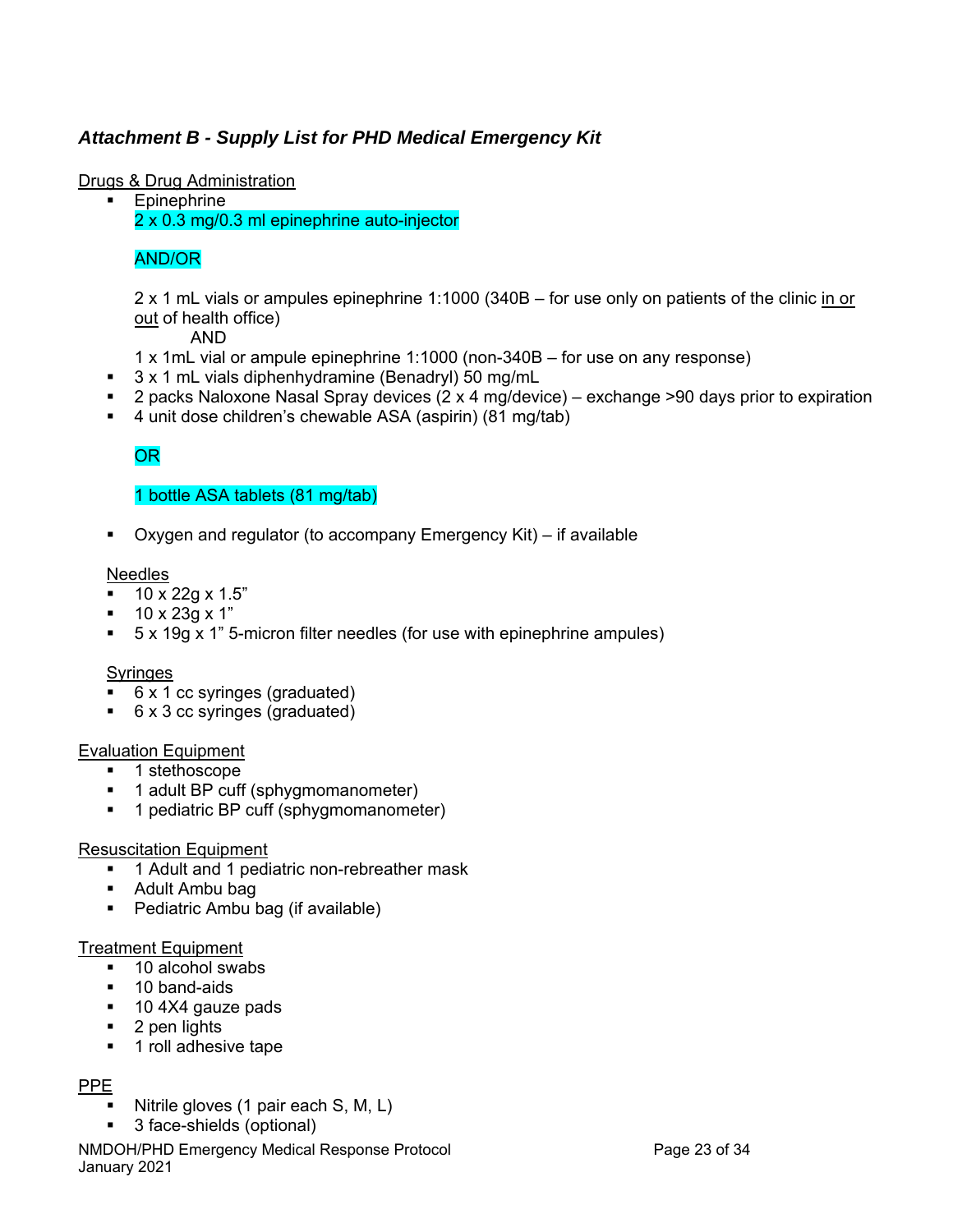## *Attachment B - Supply List for PHD Medical Emergency Kit*

Drugs & Drug Administration

- Epinephrine
  2 x 0.3 mg/0.3 ml epinephrine auto-injector

  AND/OR

  2 x 1 mL vials or ampules epinephrine 1:1000 (340B – for use only on patients of the clinic in or out of health office)
  AND
  1 x 1mL vial or ampule epinephrine 1:1000 (non-340B – for use on any response)
- 3 x 1 mL vials diphenhydramine (Benadryl) 50 mg/mL
- 2 packs Naloxone Nasal Spray devices (2 x 4 mg/device) – exchange >90 days prior to expiration
- 4 unit dose children's chewable ASA (aspirin) (81 mg/tab)

  OR

  1 bottle ASA tablets (81 mg/tab)

- Oxygen and regulator (to accompany Emergency Kit) – if available

Needles

- 10 x 22g x 1.5"
- 10 x 23g x 1"
- 5 x 19g x 1" 5-micron filter needles (for use with epinephrine ampules)

Syringes

- 6 x 1 cc syringes (graduated)
- 6 x 3 cc syringes (graduated)

Evaluation Equipment

- 1 stethoscope
- 1 adult BP cuff (sphygmomanometer)
- 1 pediatric BP cuff (sphygmomanometer)

Resuscitation Equipment

- 1 Adult and 1 pediatric non-rebreather mask
- Adult Ambu bag
- Pediatric Ambu bag (if available)

Treatment Equipment

- 10 alcohol swabs
- 10 band-aids
- 10 4X4 gauze pads
- 2 pen lights
- 1 roll adhesive tape

PPE

- Nitrile gloves (1 pair each S, M, L)
- 3 face-shields (optional)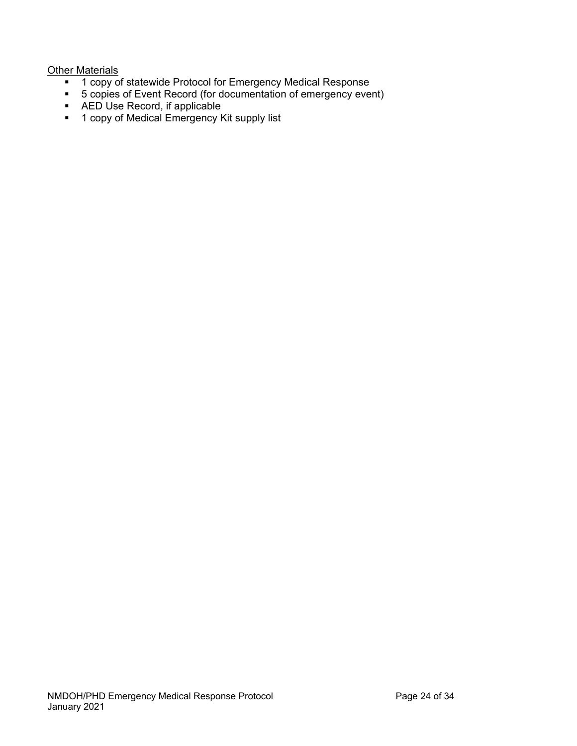Other Materials

- 1 copy of statewide Protocol for Emergency Medical Response
- 5 copies of Event Record (for documentation of emergency event)
- AED Use Record, if applicable
- 1 copy of Medical Emergency Kit supply list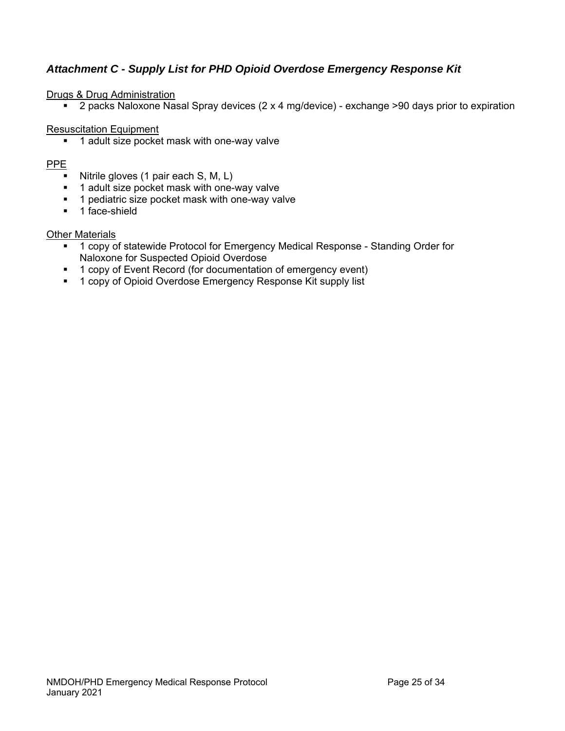## *Attachment C - Supply List for PHD Opioid Overdose Emergency Response Kit*

Drugs & Drug Administration

- 2 packs Naloxone Nasal Spray devices (2 x 4 mg/device) - exchange >90 days prior to expiration

Resuscitation Equipment

- 1 adult size pocket mask with one-way valve

PPE

- Nitrile gloves (1 pair each S, M, L)
- 1 adult size pocket mask with one-way valve
- 1 pediatric size pocket mask with one-way valve
- 1 face-shield

Other Materials

- 1 copy of statewide Protocol for Emergency Medical Response - Standing Order for Naloxone for Suspected Opioid Overdose
- 1 copy of Event Record (for documentation of emergency event)
- 1 copy of Opioid Overdose Emergency Response Kit supply list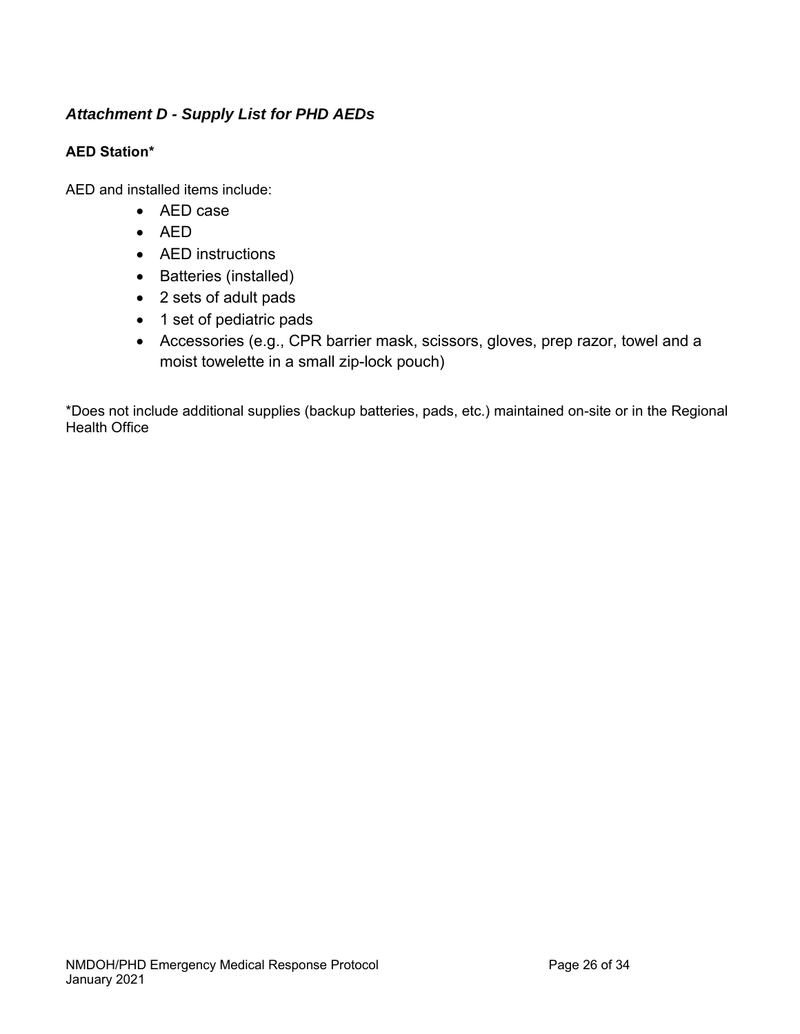## *Attachment D - Supply List for PHD AEDs*

### AED Station*

AED and installed items include:

- AED case
- AED
- AED instructions
- Batteries (installed)
- 2 sets of adult pads
- 1 set of pediatric pads
- Accessories (e.g., CPR barrier mask, scissors, gloves, prep razor, towel and a moist towelette in a small zip-lock pouch)

*Does not include additional supplies (backup batteries, pads, etc.) maintained on-site or in the Regional Health Office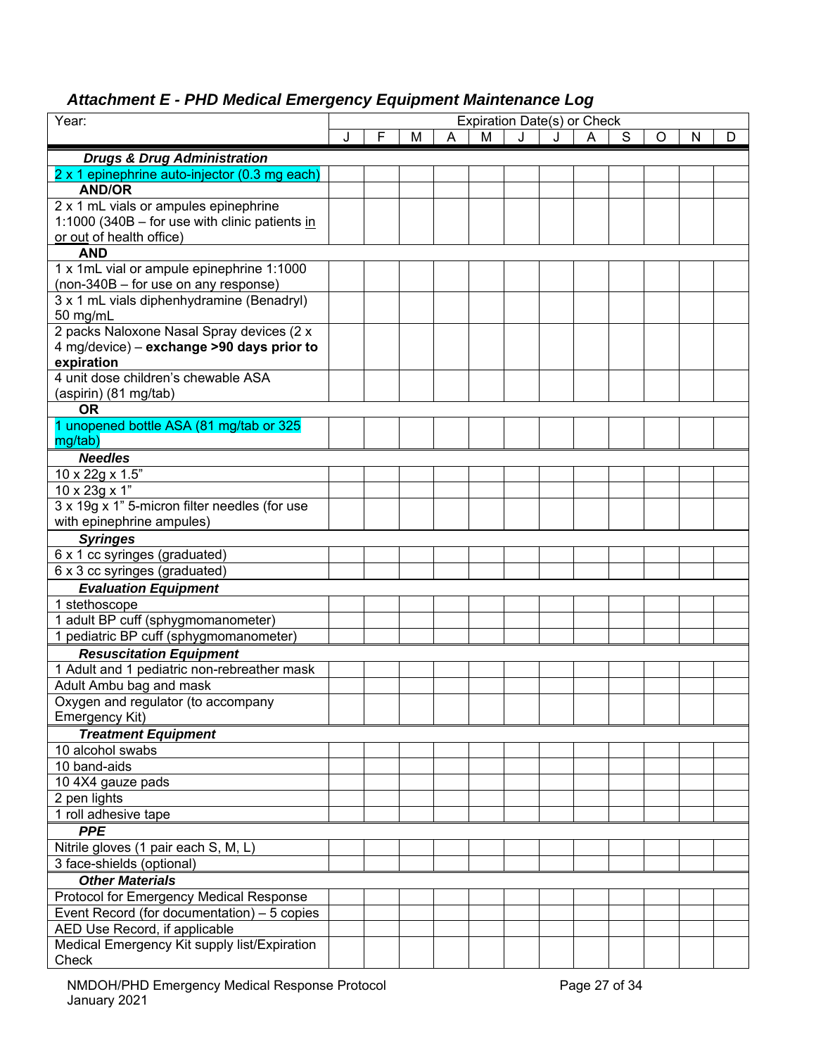## *Attachment E - PHD Medical Emergency Equipment Maintenance Log*

| Year: | Expiration Date(s) or Check | | | | | | | | | | | |
|---|---|---|---|---|---|---|---|---|---|---|---|---|
| | J | F | M | A | M | J | J | A | S | O | N | D |
| ***Drugs & Drug Administration*** | | | | | | | | | | | | |
| 2 x 1 epinephrine auto-injector (0.3 mg each) | | | | | | | | | | | | |
| **AND/OR** | | | | | | | | | | | | |
| 2 x 1 mL vials or ampules epinephrine 1:1000 (340B – for use with clinic patients in or out of health office) | | | | | | | | | | | | |
| **AND** | | | | | | | | | | | | |
| 1 x 1mL vial or ampule epinephrine 1:1000 (non-340B – for use on any response) | | | | | | | | | | | | |
| 3 x 1 mL vials diphenhydramine (Benadryl) 50 mg/mL | | | | | | | | | | | | |
| 2 packs Naloxone Nasal Spray devices (2 x 4 mg/device) – **exchange >90 days prior to expiration** | | | | | | | | | | | | |
| 4 unit dose children's chewable ASA (aspirin) (81 mg/tab) | | | | | | | | | | | | |
| **OR** | | | | | | | | | | | | |
| 1 unopened bottle ASA (81 mg/tab or 325 mg/tab) | | | | | | | | | | | | |
| ***Needles*** | | | | | | | | | | | | |
| 10 x 22g x 1.5" | | | | | | | | | | | | |
| 10 x 23g x 1" | | | | | | | | | | | | |
| 3 x 19g x 1" 5-micron filter needles (for use with epinephrine ampules) | | | | | | | | | | | | |
| ***Syringes*** | | | | | | | | | | | | |
| 6 x 1 cc syringes (graduated) | | | | | | | | | | | | |
| 6 x 3 cc syringes (graduated) | | | | | | | | | | | | |
| ***Evaluation Equipment*** | | | | | | | | | | | | |
| 1 stethoscope | | | | | | | | | | | | |
| 1 adult BP cuff (sphygmomanometer) | | | | | | | | | | | | |
| 1 pediatric BP cuff (sphygmomanometer) | | | | | | | | | | | | |
| ***Resuscitation Equipment*** | | | | | | | | | | | | |
| 1 Adult and 1 pediatric non-rebreather mask | | | | | | | | | | | | |
| Adult Ambu bag and mask | | | | | | | | | | | | |
| Oxygen and regulator (to accompany Emergency Kit) | | | | | | | | | | | | |
| ***Treatment Equipment*** | | | | | | | | | | | | |
| 10 alcohol swabs | | | | | | | | | | | | |
| 10 band-aids | | | | | | | | | | | | |
| 10 4X4 gauze pads | | | | | | | | | | | | |
| 2 pen lights | | | | | | | | | | | | |
| 1 roll adhesive tape | | | | | | | | | | | | |
| ***PPE*** | | | | | | | | | | | | |
| Nitrile gloves (1 pair each S, M, L) | | | | | | | | | | | | |
| 3 face-shields (optional) | | | | | | | | | | | | |
| ***Other Materials*** | | | | | | | | | | | | |
| Protocol for Emergency Medical Response | | | | | | | | | | | | |
| Event Record (for documentation) – 5 copies | | | | | | | | | | | | |
| AED Use Record, if applicable | | | | | | | | | | | | |
| Medical Emergency Kit supply list/Expiration Check | | | | | | | | | | | | |

NMDOH/PHD Emergency Medical Response Protocol
January 2021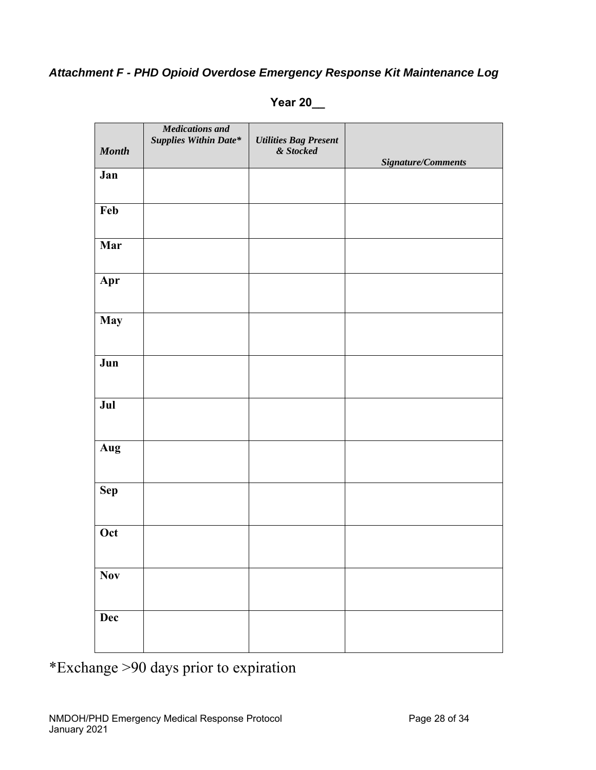### *Attachment F - PHD Opioid Overdose Emergency Response Kit Maintenance Log*

**Year 20__**

| *Month* | *Medications and Supplies Within Date** | *Utilities Bag Present & Stocked* | *Signature/Comments* |
|---|---|---|---|
| **Jan** | | | |
| **Feb** | | | |
| **Mar** | | | |
| **Apr** | | | |
| **May** | | | |
| **Jun** | | | |
| **Jul** | | | |
| **Aug** | | | |
| **Sep** | | | |
| **Oct** | | | |
| **Nov** | | | |
| **Dec** | | | |

*Exchange >90 days prior to expiration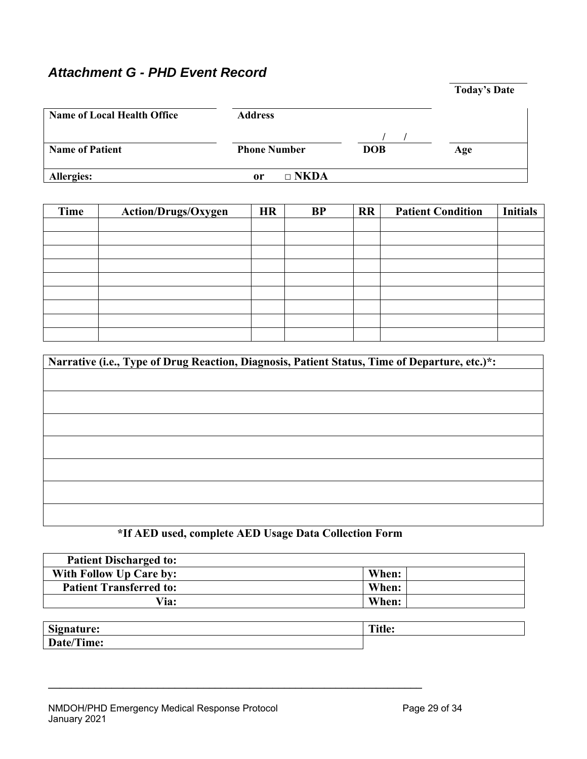## *Attachment G - PHD Event Record*

**Today's Date**

| **Name of Local Health Office** | **Address** | | |
|---|---|---|---|
| **Name of Patient** | **Phone Number** | **DOB** / / | **Age** |
| **Allergies:** | **or □ NKDA** | | |

| Time | Action/Drugs/Oxygen | HR | BP | RR | Patient Condition | Initials |
|---|---|---|---|---|---|---|
| | | | | | | |
| | | | | | | |
| | | | | | | |
| | | | | | | |
| | | | | | | |
| | | | | | | |
| | | | | | | |
| | | | | | | |
| | | | | | | |

| Narrative (i.e., Type of Drug Reaction, Diagnosis, Patient Status, Time of Departure, etc.)*: |
|---|
| |
| |
| |
| |
| |
| |
| |

**\*If AED used, complete AED Usage Data Collection Form**

| **Patient Discharged to:** | | |
|---|---|---|
| **With Follow Up Care by:** | **When:** | |
| **Patient Transferred to:** | **When:** | |
| **Via:** | **When:** | |

| **Signature:** | **Title:** |
|---|---|
| **Date/Time:** | |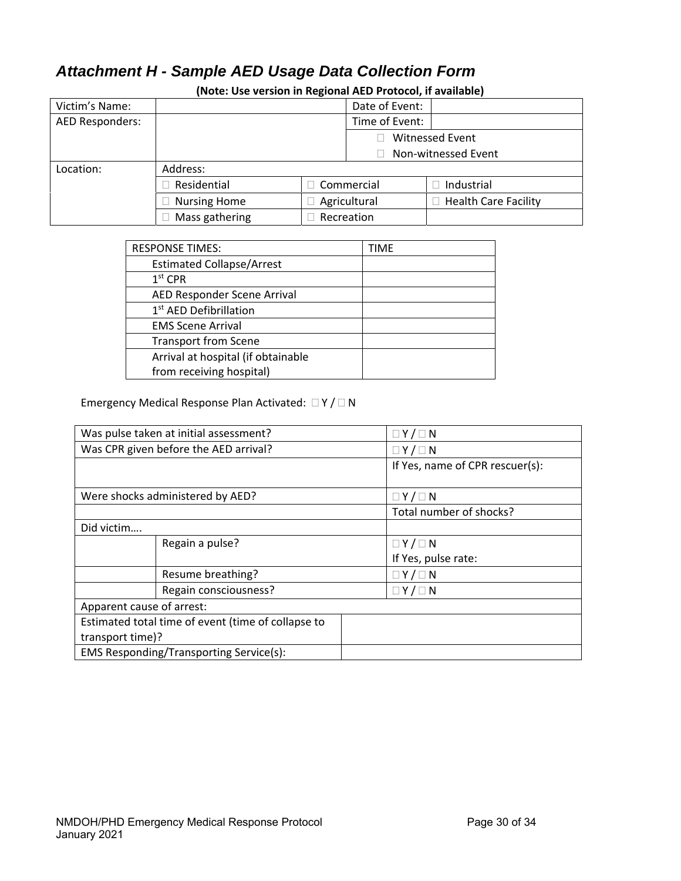## *Attachment H - Sample AED Usage Data Collection Form*

**(Note: Use version in Regional AED Protocol, if available)**

| Victim's Name: | | | Date of Event: | |
|---|---|---|---|---|
| AED Responders: | | | Time of Event: | |
| | | | ☐ Witnessed Event<br>☐ Non-witnessed Event | |
| Location: | Address: | | | |
| | ☐ Residential | ☐ Commercial | ☐ Industrial | |
| | ☐ Nursing Home | ☐ Agricultural | ☐ Health Care Facility | |
| | ☐ Mass gathering | ☐ Recreation | | |

| RESPONSE TIMES: | TIME |
|---|---|
| Estimated Collapse/Arrest | |
| 1st CPR | |
| AED Responder Scene Arrival | |
| 1st AED Defibrillation | |
| EMS Scene Arrival | |
| Transport from Scene | |
| Arrival at hospital (if obtainable from receiving hospital) | |

Emergency Medical Response Plan Activated: ☐ Y / ☐ N

| Was pulse taken at initial assessment? | | ☐ Y / ☐ N |
|---|---|---|
| Was CPR given before the AED arrival? | | ☐ Y / ☐ N |
| | | If Yes, name of CPR rescuer(s): |
| Were shocks administered by AED? | | ☐ Y / ☐ N |
| | | Total number of shocks? |
| Did victim…. | | |
| | Regain a pulse? | ☐ Y / ☐ N<br>If Yes, pulse rate: |
| | Resume breathing? | ☐ Y / ☐ N |
| | Regain consciousness? | ☐ Y / ☐ N |
| Apparent cause of arrest: | | |
| Estimated total time of event (time of collapse to transport time)? | | |
| EMS Responding/Transporting Service(s): | | |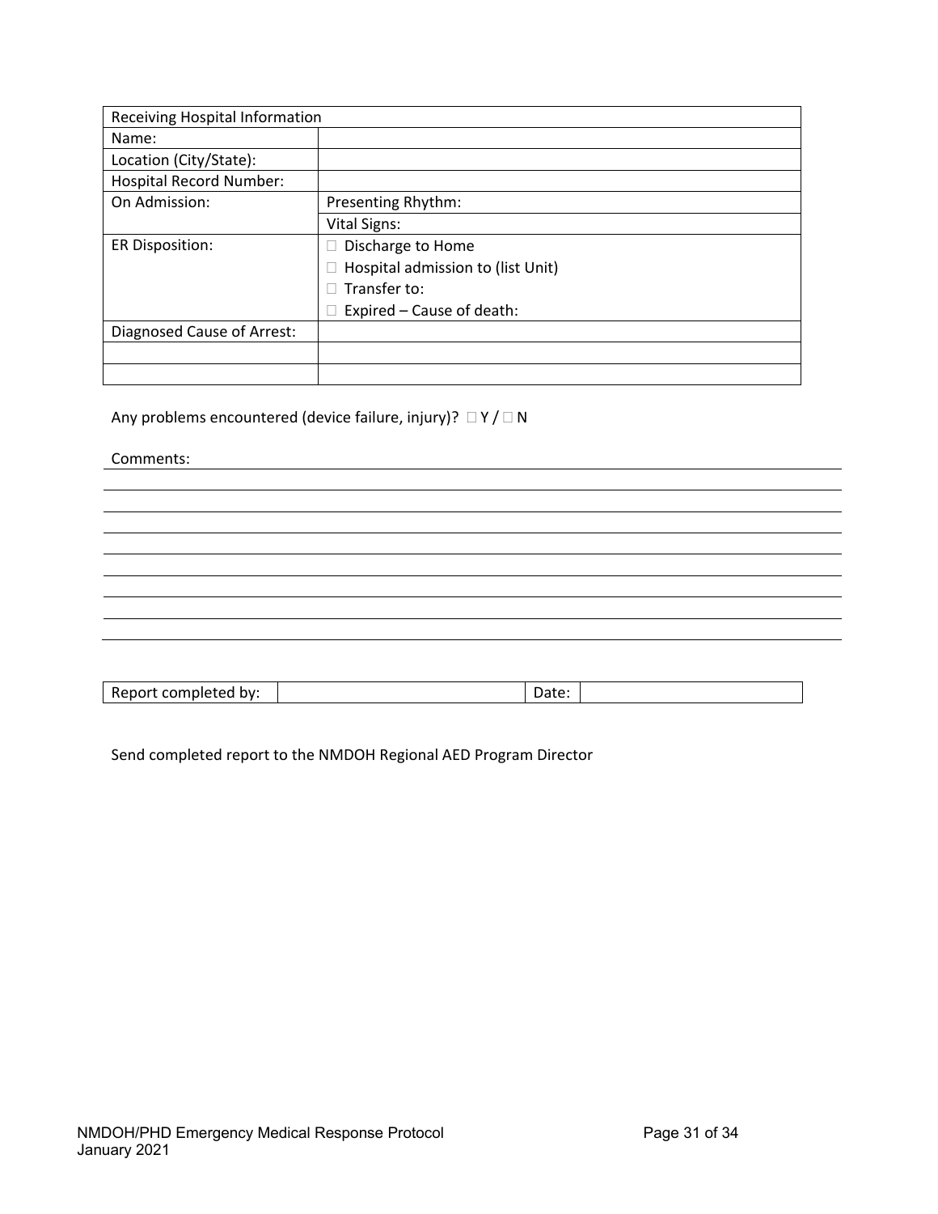| Receiving Hospital Information | |
|---|---|
| Name: | |
| Location (City/State): | |
| Hospital Record Number: | |
| On Admission: | Presenting Rhythm: |
| | Vital Signs: |
| ER Disposition: | ☐ Discharge to Home<br>☐ Hospital admission to (list Unit)<br>☐ Transfer to:<br>☐ Expired – Cause of death: |
| Diagnosed Cause of Arrest: | |
| | |
| | |

Any problems encountered (device failure, injury)? ☐ Y / ☐ N

Comments: \_\_\_\_\_\_\_\_\_\_\_\_\_\_\_\_\_\_\_\_\_\_\_\_\_\_\_\_\_\_\_\_\_\_\_\_\_\_\_\_\_\_\_\_\_\_\_\_\_\_\_\_\_\_\_\_\_\_\_\_

| Report completed by: | | Date: | |
|---|---|---|---|

Send completed report to the NMDOH Regional AED Program Director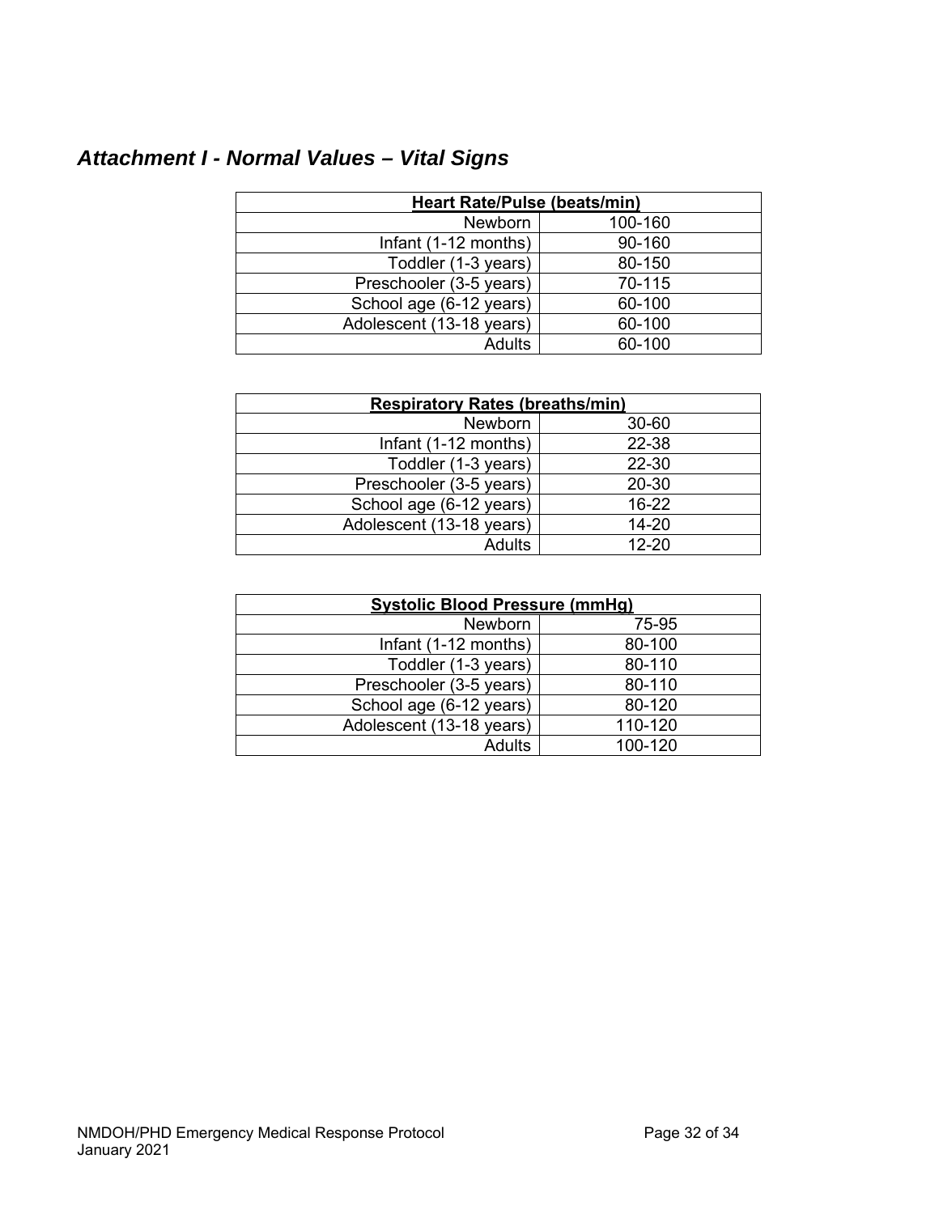## *Attachment I - Normal Values – Vital Signs*

| Heart Rate/Pulse (beats/min) | |
|---|---|
| Newborn | 100-160 |
| Infant (1-12 months) | 90-160 |
| Toddler (1-3 years) | 80-150 |
| Preschooler (3-5 years) | 70-115 |
| School age (6-12 years) | 60-100 |
| Adolescent (13-18 years) | 60-100 |
| Adults | 60-100 |

| Respiratory Rates (breaths/min) | |
|---|---|
| Newborn | 30-60 |
| Infant (1-12 months) | 22-38 |
| Toddler (1-3 years) | 22-30 |
| Preschooler (3-5 years) | 20-30 |
| School age (6-12 years) | 16-22 |
| Adolescent (13-18 years) | 14-20 |
| Adults | 12-20 |

| Systolic Blood Pressure (mmHg) | |
|---|---|
| Newborn | 75-95 |
| Infant (1-12 months) | 80-100 |
| Toddler (1-3 years) | 80-110 |
| Preschooler (3-5 years) | 80-110 |
| School age (6-12 years) | 80-120 |
| Adolescent (13-18 years) | 110-120 |
| Adults | 100-120 |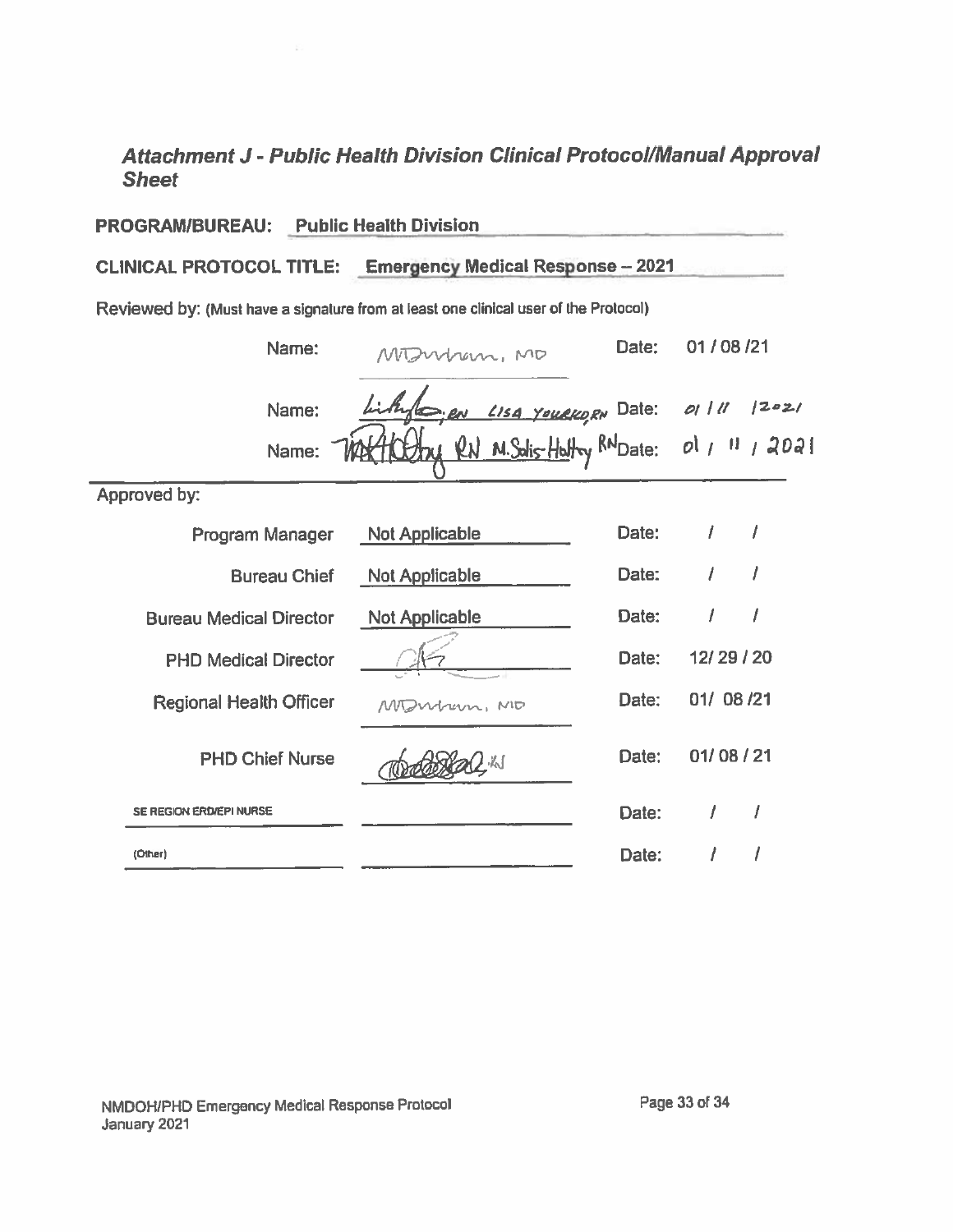## *Attachment J - Public Health Division Clinical Protocol/Manual Approval Sheet*

**PROGRAM/BUREAU:** **Public Health Division**

**CLINICAL PROTOCOL TITLE:** **Emergency Medical Response – 2021**

Reviewed by: (Must have a signature from at least one clinical user of the Protocol)

| | | | |
|---|---|---|---|
| Name: | MDurham, MD | Date: | 01 / 08 /21 |
| Name: | [signature], RN LISA YOURKO, RN | Date: | 01 / 11 / 2021 |
| Name: | [signature] RN M.Solis-Holtry RN | Date: | 01 / 11 / 2021 |

Approved by:

| | | | |
|---|---|---|---|
| Program Manager | Not Applicable | Date: | / / |
| Bureau Chief | Not Applicable | Date: | / / |
| Bureau Medical Director | Not Applicable | Date: | / / |
| PHD Medical Director | [signature] | Date: | 12/ 29 / 20 |
| Regional Health Officer | MDurham, MD | Date: | 01/ 08 /21 |
| PHD Chief Nurse | [signature], RN | Date: | 01/ 08 / 21 |
| SE REGION ERD/EPI NURSE | | Date: | / / |
| (Other) | | Date: | / / |

NMDOH/PHD Emergency Medical Response Protocol
January 2021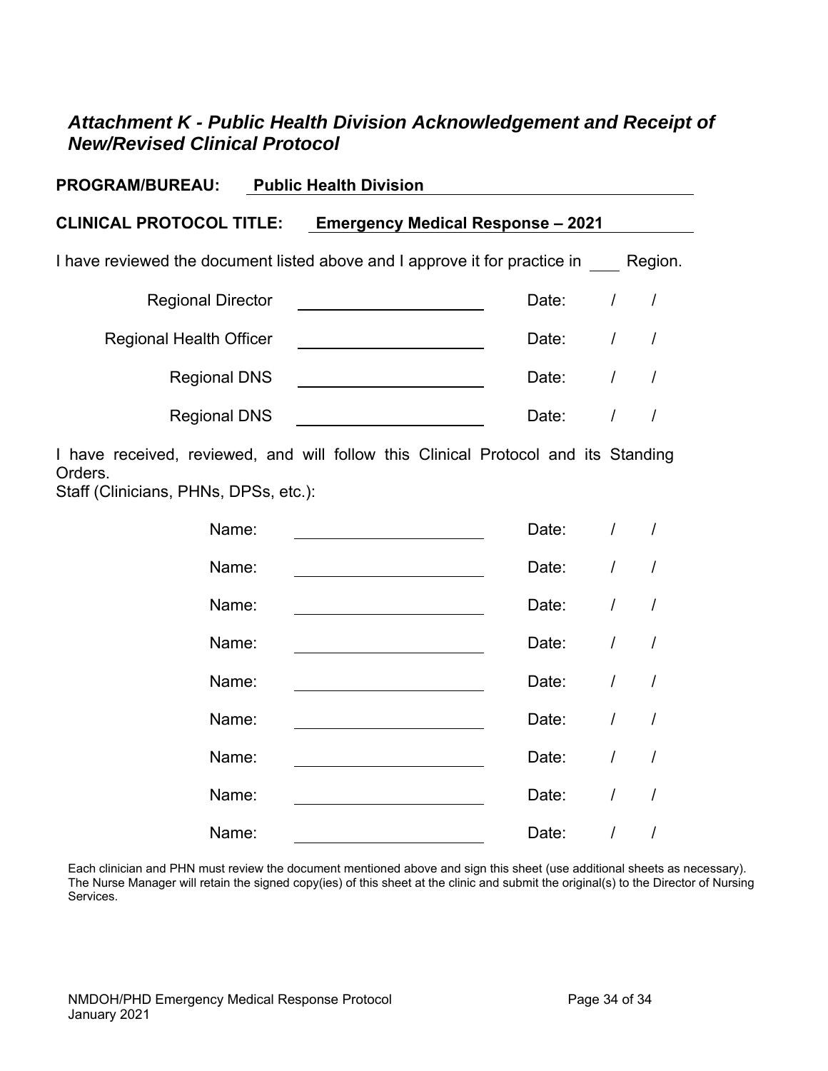## *Attachment K - Public Health Division Acknowledgement and Receipt of New/Revised Clinical Protocol*

**PROGRAM/BUREAU:** **Public Health Division**

**CLINICAL PROTOCOL TITLE:** **Emergency Medical Response – 2021**

I have reviewed the document listed above and I approve it for practice in ____ Region.

| | | |
|---|---|---|
| Regional Director | ____________________ | Date: / / |
| Regional Health Officer | ____________________ | Date: / / |
| Regional DNS | ____________________ | Date: / / |
| Regional DNS | ____________________ | Date: / / |

I have received, reviewed, and will follow this Clinical Protocol and its Standing Orders.
Staff (Clinicians, PHNs, DPSs, etc.):

| | | |
|---|---|---|
| Name: | ____________________ | Date: / / |
| Name: | ____________________ | Date: / / |
| Name: | ____________________ | Date: / / |
| Name: | ____________________ | Date: / / |
| Name: | ____________________ | Date: / / |
| Name: | ____________________ | Date: / / |
| Name: | ____________________ | Date: / / |
| Name: | ____________________ | Date: / / |
| Name: | ____________________ | Date: / / |

Each clinician and PHN must review the document mentioned above and sign this sheet (use additional sheets as necessary). The Nurse Manager will retain the signed copy(ies) of this sheet at the clinic and submit the original(s) to the Director of Nursing Services.